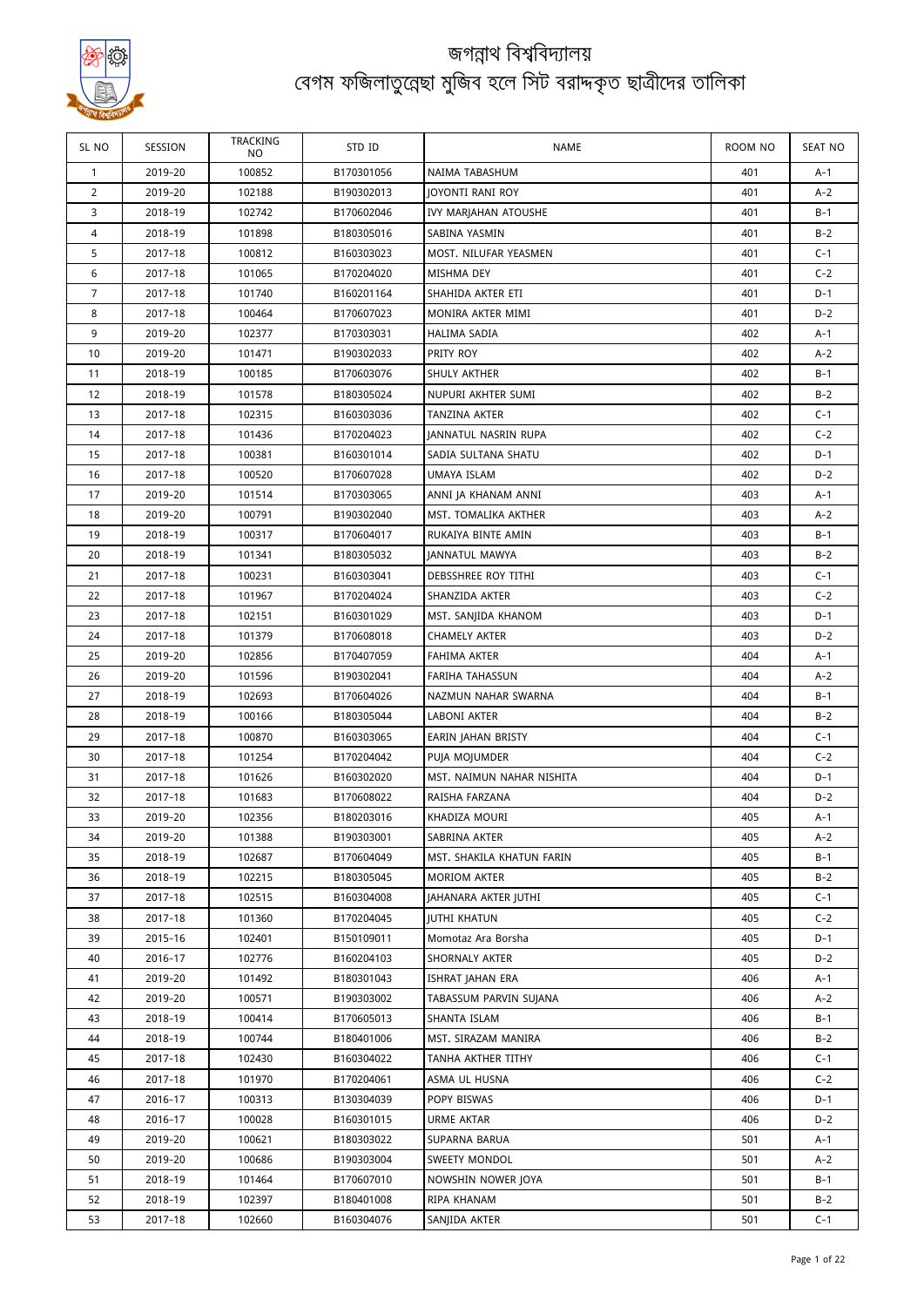# জগন্নাথ বিশ্ববিদ্যালয়

## বেগম ফজিলাতুন্নেছা মুজিব হলে সিট বরাদ্দকৃত ছাত্রীদের তালিকা

| SL NO | SESSION | TRACKING NO | STD ID | NAME | ROOM NO | SEAT NO |
|---|---|---|---|---|---|---|
| 1 | 2019-20 | 100852 | B170301056 | NAIMA TABASHUM | 401 | A-1 |
| 2 | 2019-20 | 102188 | B190302013 | JOYONTI RANI ROY | 401 | A-2 |
| 3 | 2018-19 | 102742 | B170602046 | IVY MARJAHAN ATOUSHE | 401 | B-1 |
| 4 | 2018-19 | 101898 | B180305016 | SABINA YASMIN | 401 | B-2 |
| 5 | 2017-18 | 100812 | B160303023 | MOST. NILUFAR YEASMEN | 401 | C-1 |
| 6 | 2017-18 | 101065 | B170204020 | MISHMA DEY | 401 | C-2 |
| 7 | 2017-18 | 101740 | B160201164 | SHAHIDA AKTER ETI | 401 | D-1 |
| 8 | 2017-18 | 100464 | B170607023 | MONIRA AKTER MIMI | 401 | D-2 |
| 9 | 2019-20 | 102377 | B170303031 | HALIMA SADIA | 402 | A-1 |
| 10 | 2019-20 | 101471 | B190302033 | PRITY ROY | 402 | A-2 |
| 11 | 2018-19 | 100185 | B170603076 | SHULY AKTHER | 402 | B-1 |
| 12 | 2018-19 | 101578 | B180305024 | NUPURI AKHTER SUMI | 402 | B-2 |
| 13 | 2017-18 | 102315 | B160303036 | TANZINA AKTER | 402 | C-1 |
| 14 | 2017-18 | 101436 | B170204023 | JANNATUL NASRIN RUPA | 402 | C-2 |
| 15 | 2017-18 | 100381 | B160301014 | SADIA SULTANA SHATU | 402 | D-1 |
| 16 | 2017-18 | 100520 | B170607028 | UMAYA ISLAM | 402 | D-2 |
| 17 | 2019-20 | 101514 | B170303065 | ANNI JA KHANAM ANNI | 403 | A-1 |
| 18 | 2019-20 | 100791 | B190302040 | MST. TOMALIKA AKTHER | 403 | A-2 |
| 19 | 2018-19 | 100317 | B170604017 | RUKAIYA BINTE AMIN | 403 | B-1 |
| 20 | 2018-19 | 101341 | B180305032 | JANNATUL MAWYA | 403 | B-2 |
| 21 | 2017-18 | 100231 | B160303041 | DEBSSHREE ROY TITHI | 403 | C-1 |
| 22 | 2017-18 | 101967 | B170204024 | SHANZIDA AKTER | 403 | C-2 |
| 23 | 2017-18 | 102151 | B160301029 | MST. SANJIDA KHANOM | 403 | D-1 |
| 24 | 2017-18 | 101379 | B170608018 | CHAMELY AKTER | 403 | D-2 |
| 25 | 2019-20 | 102856 | B170407059 | FAHIMA AKTER | 404 | A-1 |
| 26 | 2019-20 | 101596 | B190302041 | FARIHA TAHASSUN | 404 | A-2 |
| 27 | 2018-19 | 102693 | B170604026 | NAZMUN NAHAR SWARNA | 404 | B-1 |
| 28 | 2018-19 | 100166 | B180305044 | LABONI AKTER | 404 | B-2 |
| 29 | 2017-18 | 100870 | B160303065 | EARIN JAHAN BRISTY | 404 | C-1 |
| 30 | 2017-18 | 101254 | B170204042 | PUJA MOJUMDER | 404 | C-2 |
| 31 | 2017-18 | 101626 | B160302020 | MST. NAIMUN NAHAR NISHITA | 404 | D-1 |
| 32 | 2017-18 | 101683 | B170608022 | RAISHA FARZANA | 404 | D-2 |
| 33 | 2019-20 | 102356 | B180203016 | KHADIZA MOURI | 405 | A-1 |
| 34 | 2019-20 | 101388 | B190303001 | SABRINA AKTER | 405 | A-2 |
| 35 | 2018-19 | 102687 | B170604049 | MST. SHAKILA KHATUN FARIN | 405 | B-1 |
| 36 | 2018-19 | 102215 | B180305045 | MORIOM AKTER | 405 | B-2 |
| 37 | 2017-18 | 102515 | B160304008 | JAHANARA AKTER JUTHI | 405 | C-1 |
| 38 | 2017-18 | 101360 | B170204045 | JUTHI KHATUN | 405 | C-2 |
| 39 | 2015-16 | 102401 | B150109011 | Momotaz Ara Borsha | 405 | D-1 |
| 40 | 2016-17 | 102776 | B160204103 | SHORNALY AKTER | 405 | D-2 |
| 41 | 2019-20 | 101492 | B180301043 | ISHRAT JAHAN ERA | 406 | A-1 |
| 42 | 2019-20 | 100571 | B190303002 | TABASSUM PARVIN SUJANA | 406 | A-2 |
| 43 | 2018-19 | 100414 | B170605013 | SHANTA ISLAM | 406 | B-1 |
| 44 | 2018-19 | 100744 | B180401006 | MST. SIRAZAM MANIRA | 406 | B-2 |
| 45 | 2017-18 | 102430 | B160304022 | TANHA AKTHER TITHY | 406 | C-1 |
| 46 | 2017-18 | 101970 | B170204061 | ASMA UL HUSNA | 406 | C-2 |
| 47 | 2016-17 | 100313 | B130304039 | POPY BISWAS | 406 | D-1 |
| 48 | 2016-17 | 100028 | B160301015 | URME AKTAR | 406 | D-2 |
| 49 | 2019-20 | 100621 | B180303022 | SUPARNA BARUA | 501 | A-1 |
| 50 | 2019-20 | 100686 | B190303004 | SWEETY MONDOL | 501 | A-2 |
| 51 | 2018-19 | 101464 | B170607010 | NOWSHIN NOWER JOYA | 501 | B-1 |
| 52 | 2018-19 | 102397 | B180401008 | RIPA KHANAM | 501 | B-2 |
| 53 | 2017-18 | 102660 | B160304076 | SANJIDA AKTER | 501 | C-1 |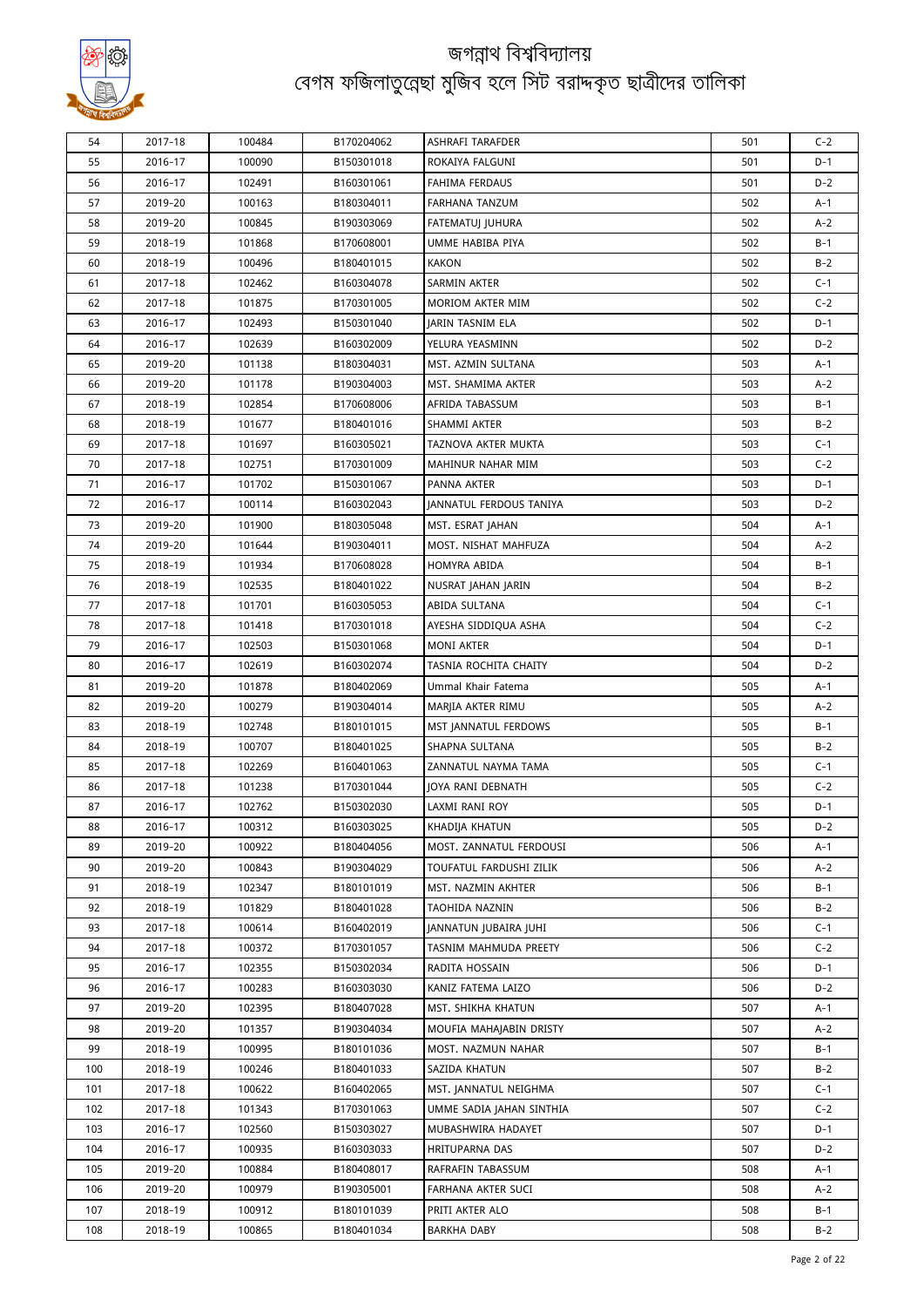# জগন্নাথ বিশ্ববিদ্যালয়
## বেগম ফজিলাতুন্নেছা মুজিব হলে সিট বরাদ্দকৃত ছাত্রীদের তালিকা

| | | | | | | |
|---|---|---|---|---|---|---|
| 54 | 2017-18 | 100484 | B170204062 | ASHRAFI TARAFDER | 501 | C-2 |
| 55 | 2016-17 | 100090 | B150301018 | ROKAIYA FALGUNI | 501 | D-1 |
| 56 | 2016-17 | 102491 | B160301061 | FAHIMA FERDAUS | 501 | D-2 |
| 57 | 2019-20 | 100163 | B180304011 | FARHANA TANZUM | 502 | A-1 |
| 58 | 2019-20 | 100845 | B190303069 | FATEMATUJ JUHURA | 502 | A-2 |
| 59 | 2018-19 | 101868 | B170608001 | UMME HABIBA PIYA | 502 | B-1 |
| 60 | 2018-19 | 100496 | B180401015 | KAKON | 502 | B-2 |
| 61 | 2017-18 | 102462 | B160304078 | SARMIN AKTER | 502 | C-1 |
| 62 | 2017-18 | 101875 | B170301005 | MORIOM AKTER MIM | 502 | C-2 |
| 63 | 2016-17 | 102493 | B150301040 | JARIN TASNIM ELA | 502 | D-1 |
| 64 | 2016-17 | 102639 | B160302009 | YELURA YEASMINN | 502 | D-2 |
| 65 | 2019-20 | 101138 | B180304031 | MST. AZMIN SULTANA | 503 | A-1 |
| 66 | 2019-20 | 101178 | B190304003 | MST. SHAMIMA AKTER | 503 | A-2 |
| 67 | 2018-19 | 102854 | B170608006 | AFRIDA TABASSUM | 503 | B-1 |
| 68 | 2018-19 | 101677 | B180401016 | SHAMMI AKTER | 503 | B-2 |
| 69 | 2017-18 | 101697 | B160305021 | TAZNOVA AKTER MUKTA | 503 | C-1 |
| 70 | 2017-18 | 102751 | B170301009 | MAHINUR NAHAR MIM | 503 | C-2 |
| 71 | 2016-17 | 101702 | B150301067 | PANNA AKTER | 503 | D-1 |
| 72 | 2016-17 | 100114 | B160302043 | JANNATUL FERDOUS TANIYA | 503 | D-2 |
| 73 | 2019-20 | 101900 | B180305048 | MST. ESRAT JAHAN | 504 | A-1 |
| 74 | 2019-20 | 101644 | B190304011 | MOST. NISHAT MAHFUZA | 504 | A-2 |
| 75 | 2018-19 | 101934 | B170608028 | HOMYRA ABIDA | 504 | B-1 |
| 76 | 2018-19 | 102535 | B180401022 | NUSRAT JAHAN JARIN | 504 | B-2 |
| 77 | 2017-18 | 101701 | B160305053 | ABIDA SULTANA | 504 | C-1 |
| 78 | 2017-18 | 101418 | B170301018 | AYESHA SIDDIQUA ASHA | 504 | C-2 |
| 79 | 2016-17 | 102503 | B150301068 | MONI AKTER | 504 | D-1 |
| 80 | 2016-17 | 102619 | B160302074 | TASNIA ROCHITA CHAITY | 504 | D-2 |
| 81 | 2019-20 | 101878 | B180402069 | Ummal Khair Fatema | 505 | A-1 |
| 82 | 2019-20 | 100279 | B190304014 | MARJIA AKTER RIMU | 505 | A-2 |
| 83 | 2018-19 | 102748 | B180101015 | MST JANNATUL FERDOWS | 505 | B-1 |
| 84 | 2018-19 | 100707 | B180401025 | SHAPNA SULTANA | 505 | B-2 |
| 85 | 2017-18 | 102269 | B160401063 | ZANNATUL NAYMA TAMA | 505 | C-1 |
| 86 | 2017-18 | 101238 | B170301044 | JOYA RANI DEBNATH | 505 | C-2 |
| 87 | 2016-17 | 102762 | B150302030 | LAXMI RANI ROY | 505 | D-1 |
| 88 | 2016-17 | 100312 | B160303025 | KHADIJA KHATUN | 505 | D-2 |
| 89 | 2019-20 | 100922 | B180404056 | MOST. ZANNATUL FERDOUSI | 506 | A-1 |
| 90 | 2019-20 | 100843 | B190304029 | TOUFATUL FARDUSHI ZILIK | 506 | A-2 |
| 91 | 2018-19 | 102347 | B180101019 | MST. NAZMIN AKHTER | 506 | B-1 |
| 92 | 2018-19 | 101829 | B180401028 | TAOHIDA NAZNIN | 506 | B-2 |
| 93 | 2017-18 | 100614 | B160402019 | JANNATUN JUBAIRA JUHI | 506 | C-1 |
| 94 | 2017-18 | 100372 | B170301057 | TASNIM MAHMUDA PREETY | 506 | C-2 |
| 95 | 2016-17 | 102355 | B150302034 | RADITA HOSSAIN | 506 | D-1 |
| 96 | 2016-17 | 100283 | B160303030 | KANIZ FATEMA LAIZO | 506 | D-2 |
| 97 | 2019-20 | 102395 | B180407028 | MST. SHIKHA KHATUN | 507 | A-1 |
| 98 | 2019-20 | 101357 | B190304034 | MOUFIA MAHAJABIN DRISTY | 507 | A-2 |
| 99 | 2018-19 | 100995 | B180101036 | MOST. NAZMUN NAHAR | 507 | B-1 |
| 100 | 2018-19 | 100246 | B180401033 | SAZIDA KHATUN | 507 | B-2 |
| 101 | 2017-18 | 100622 | B160402065 | MST. JANNATUL NEIGHMA | 507 | C-1 |
| 102 | 2017-18 | 101343 | B170301063 | UMME SADIA JAHAN SINTHIA | 507 | C-2 |
| 103 | 2016-17 | 102560 | B150303027 | MUBASHWIRA HADAYET | 507 | D-1 |
| 104 | 2016-17 | 100935 | B160303033 | HRITUPARNA DAS | 507 | D-2 |
| 105 | 2019-20 | 100884 | B180408017 | RAFRAFIN TABASSUM | 508 | A-1 |
| 106 | 2019-20 | 100979 | B190305001 | FARHANA AKTER SUCI | 508 | A-2 |
| 107 | 2018-19 | 100912 | B180101039 | PRITI AKTER ALO | 508 | B-1 |
| 108 | 2018-19 | 100865 | B180401034 | BARKHA DABY | 508 | B-2 |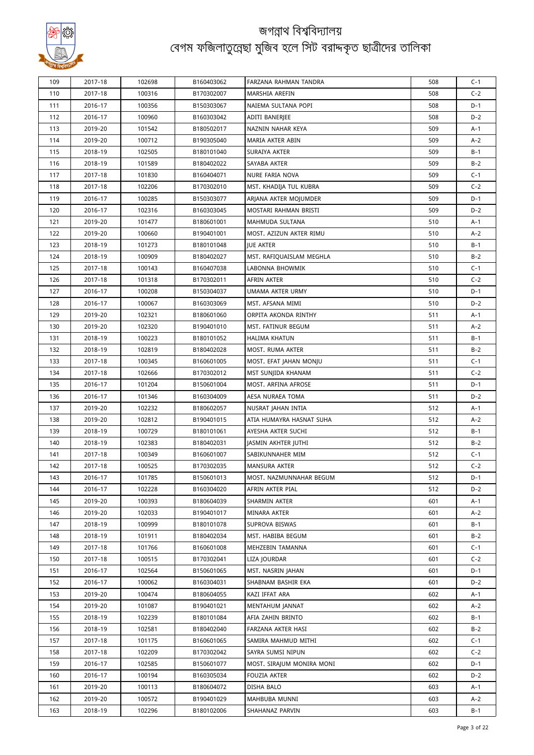# জগন্নাথ বিশ্ববিদ্যালয়
## বেগম ফজিলাতুন্নেছা মুজিব হলে সিট বরাদ্দকৃত ছাত্রীদের তালিকা

| | | | | | | |
|---|---|---|---|---|---|---|
| 109 | 2017-18 | 102698 | B160403062 | FARZANA RAHMAN TANDRA | 508 | C-1 |
| 110 | 2017-18 | 100316 | B170302007 | MARSHIA AREFIN | 508 | C-2 |
| 111 | 2016-17 | 100356 | B150303067 | NAIEMA SULTANA POPI | 508 | D-1 |
| 112 | 2016-17 | 100960 | B160303042 | ADITI BANERJEE | 508 | D-2 |
| 113 | 2019-20 | 101542 | B180502017 | NAZNIN NAHAR KEYA | 509 | A-1 |
| 114 | 2019-20 | 100712 | B190305040 | MARIA AKTER ABIN | 509 | A-2 |
| 115 | 2018-19 | 102505 | B180101040 | SURAIYA AKTER | 509 | B-1 |
| 116 | 2018-19 | 101589 | B180402022 | SAYABA AKTER | 509 | B-2 |
| 117 | 2017-18 | 101830 | B160404071 | NURE FARIA NOVA | 509 | C-1 |
| 118 | 2017-18 | 102206 | B170302010 | MST. KHADIJA TUL KUBRA | 509 | C-2 |
| 119 | 2016-17 | 100285 | B150303077 | ARJANA AKTER MOJUMDER | 509 | D-1 |
| 120 | 2016-17 | 102316 | B160303045 | MOSTARI RAHMAN BRISTI | 509 | D-2 |
| 121 | 2019-20 | 101477 | B180601001 | MAHMUDA SULTANA | 510 | A-1 |
| 122 | 2019-20 | 100660 | B190401001 | MOST. AZIZUN AKTER RIMU | 510 | A-2 |
| 123 | 2018-19 | 101273 | B180101048 | JUE AKTER | 510 | B-1 |
| 124 | 2018-19 | 100909 | B180402027 | MST. RAFIQUAISLAM MEGHLA | 510 | B-2 |
| 125 | 2017-18 | 100143 | B160407038 | LABONNA BHOWMIK | 510 | C-1 |
| 126 | 2017-18 | 101318 | B170302011 | AFRIN AKTER | 510 | C-2 |
| 127 | 2016-17 | 100208 | B150304037 | UMAMA AKTER URMY | 510 | D-1 |
| 128 | 2016-17 | 100067 | B160303069 | MST. AFSANA MIMI | 510 | D-2 |
| 129 | 2019-20 | 102321 | B180601060 | ORPITA AKONDA RINTHY | 511 | A-1 |
| 130 | 2019-20 | 102320 | B190401010 | MST. FATINUR BEGUM | 511 | A-2 |
| 131 | 2018-19 | 100223 | B180101052 | HALIMA KHATUN | 511 | B-1 |
| 132 | 2018-19 | 102819 | B180402028 | MOST. RUMA AKTER | 511 | B-2 |
| 133 | 2017-18 | 100345 | B160601005 | MOST. EFAT JAHAN MONJU | 511 | C-1 |
| 134 | 2017-18 | 102666 | B170302012 | MST SUNJIDA KHANAM | 511 | C-2 |
| 135 | 2016-17 | 101204 | B150601004 | MOST. ARFINA AFROSE | 511 | D-1 |
| 136 | 2016-17 | 101346 | B160304009 | AESA NURAEA TOMA | 511 | D-2 |
| 137 | 2019-20 | 102232 | B180602057 | NUSRAT JAHAN INTIA | 512 | A-1 |
| 138 | 2019-20 | 102812 | B190401015 | ATIA HUMAYRA HASNAT SUHA | 512 | A-2 |
| 139 | 2018-19 | 100729 | B180101061 | AYESHA AKTER SUCHI | 512 | B-1 |
| 140 | 2018-19 | 102383 | B180402031 | JASMIN AKHTER JUTHI | 512 | B-2 |
| 141 | 2017-18 | 100349 | B160601007 | SABIKUNNAHER MIM | 512 | C-1 |
| 142 | 2017-18 | 100525 | B170302035 | MANSURA AKTER | 512 | C-2 |
| 143 | 2016-17 | 101785 | B150601013 | MOST. NAZMUNNAHAR BEGUM | 512 | D-1 |
| 144 | 2016-17 | 102228 | B160304020 | AFRIN AKTER PIAL | 512 | D-2 |
| 145 | 2019-20 | 100393 | B180604039 | SHARMIN AKTER | 601 | A-1 |
| 146 | 2019-20 | 102033 | B190401017 | MINARA AKTER | 601 | A-2 |
| 147 | 2018-19 | 100999 | B180101078 | SUPROVA BISWAS | 601 | B-1 |
| 148 | 2018-19 | 101911 | B180402034 | MST. HABIBA BEGUM | 601 | B-2 |
| 149 | 2017-18 | 101766 | B160601008 | MEHZEBIN TAMANNA | 601 | C-1 |
| 150 | 2017-18 | 100515 | B170302041 | LIZA JOURDAR | 601 | C-2 |
| 151 | 2016-17 | 102564 | B150601065 | MST. NASRIN JAHAN | 601 | D-1 |
| 152 | 2016-17 | 100062 | B160304031 | SHABNAM BASHIR EKA | 601 | D-2 |
| 153 | 2019-20 | 100474 | B180604055 | KAZI IFFAT ARA | 602 | A-1 |
| 154 | 2019-20 | 101087 | B190401021 | MENTAHUM JANNAT | 602 | A-2 |
| 155 | 2018-19 | 102239 | B180101084 | AFIA ZAHIN BRINTO | 602 | B-1 |
| 156 | 2018-19 | 102581 | B180402040 | FARZANA AKTER HASI | 602 | B-2 |
| 157 | 2017-18 | 101175 | B160601065 | SAMIRA MAHMUD MITHI | 602 | C-1 |
| 158 | 2017-18 | 102209 | B170302042 | SAYRA SUMSI NIPUN | 602 | C-2 |
| 159 | 2016-17 | 102585 | B150601077 | MOST. SIRAJUM MONIRA MONI | 602 | D-1 |
| 160 | 2016-17 | 100194 | B160305034 | FOUZIA AKTER | 602 | D-2 |
| 161 | 2019-20 | 100113 | B180604072 | DISHA BALO | 603 | A-1 |
| 162 | 2019-20 | 100572 | B190401029 | MAHBUBA MUNNI | 603 | A-2 |
| 163 | 2018-19 | 102296 | B180102006 | SHAHANAZ PARVIN | 603 | B-1 |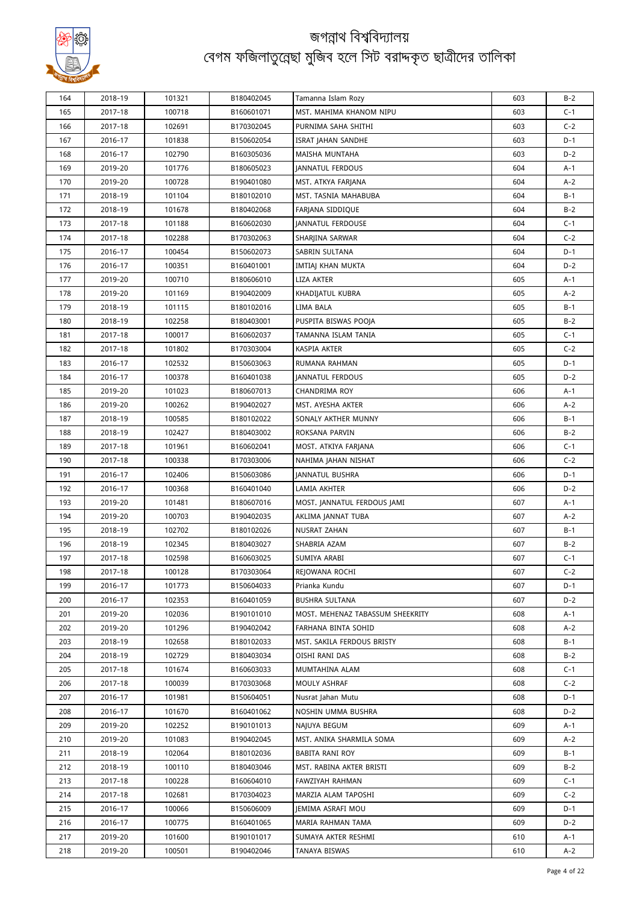# জগন্নাথ বিশ্ববিদ্যালয়
## বেগম ফজিলাতুন্নেছা মুজিব হলে সিট বরাদ্দকৃত ছাত্রীদের তালিকা

| | | | | | | |
|---|---|---|---|---|---|---|
| 164 | 2018-19 | 101321 | B180402045 | Tamanna Islam Rozy | 603 | B-2 |
| 165 | 2017-18 | 100718 | B160601071 | MST. MAHIMA KHANOM NIPU | 603 | C-1 |
| 166 | 2017-18 | 102691 | B170302045 | PURNIMA SAHA SHITHI | 603 | C-2 |
| 167 | 2016-17 | 101838 | B150602054 | ISRAT JAHAN SANDHE | 603 | D-1 |
| 168 | 2016-17 | 102790 | B160305036 | MAISHA MUNTAHA | 603 | D-2 |
| 169 | 2019-20 | 101776 | B180605023 | JANNATUL FERDOUS | 604 | A-1 |
| 170 | 2019-20 | 100728 | B190401080 | MST. ATKYA FARJANA | 604 | A-2 |
| 171 | 2018-19 | 101104 | B180102010 | MST. TASNIA MAHABUBA | 604 | B-1 |
| 172 | 2018-19 | 101678 | B180402068 | FARJANA SIDDIQUE | 604 | B-2 |
| 173 | 2017-18 | 101188 | B160602030 | JANNATUL FERDOUSE | 604 | C-1 |
| 174 | 2017-18 | 102288 | B170302063 | SHARJINA SARWAR | 604 | C-2 |
| 175 | 2016-17 | 100454 | B150602073 | SABRIN SULTANA | 604 | D-1 |
| 176 | 2016-17 | 100351 | B160401001 | IMTIAJ KHAN MUKTA | 604 | D-2 |
| 177 | 2019-20 | 100710 | B180606010 | LIZA AKTER | 605 | A-1 |
| 178 | 2019-20 | 101169 | B190402009 | KHADIJATUL KUBRA | 605 | A-2 |
| 179 | 2018-19 | 101115 | B180102016 | LIMA BALA | 605 | B-1 |
| 180 | 2018-19 | 102258 | B180403001 | PUSPITA BISWAS POOJA | 605 | B-2 |
| 181 | 2017-18 | 100017 | B160602037 | TAMANNA ISLAM TANIA | 605 | C-1 |
| 182 | 2017-18 | 101802 | B170303004 | KASPIA AKTER | 605 | C-2 |
| 183 | 2016-17 | 102532 | B150603063 | RUMANA RAHMAN | 605 | D-1 |
| 184 | 2016-17 | 100378 | B160401038 | JANNATUL FERDOUS | 605 | D-2 |
| 185 | 2019-20 | 101023 | B180607013 | CHANDRIMA ROY | 606 | A-1 |
| 186 | 2019-20 | 100262 | B190402027 | MST. AYESHA AKTER | 606 | A-2 |
| 187 | 2018-19 | 100585 | B180102022 | SONALY AKTHER MUNNY | 606 | B-1 |
| 188 | 2018-19 | 102427 | B180403002 | ROKSANA PARVIN | 606 | B-2 |
| 189 | 2017-18 | 101961 | B160602041 | MOST. ATKIYA FARJANA | 606 | C-1 |
| 190 | 2017-18 | 100338 | B170303006 | NAHIMA JAHAN NISHAT | 606 | C-2 |
| 191 | 2016-17 | 102406 | B150603086 | JANNATUL BUSHRA | 606 | D-1 |
| 192 | 2016-17 | 100368 | B160401040 | LAMIA AKHTER | 606 | D-2 |
| 193 | 2019-20 | 101481 | B180607016 | MOST. JANNATUL FERDOUS JAMI | 607 | A-1 |
| 194 | 2019-20 | 100703 | B190402035 | AKLIMA JANNAT TUBA | 607 | A-2 |
| 195 | 2018-19 | 102702 | B180102026 | NUSRAT ZAHAN | 607 | B-1 |
| 196 | 2018-19 | 102345 | B180403027 | SHABRIA AZAM | 607 | B-2 |
| 197 | 2017-18 | 102598 | B160603025 | SUMIYA ARABI | 607 | C-1 |
| 198 | 2017-18 | 100128 | B170303064 | REJOWANA ROCHI | 607 | C-2 |
| 199 | 2016-17 | 101773 | B150604033 | Prianka Kundu | 607 | D-1 |
| 200 | 2016-17 | 102353 | B160401059 | BUSHRA SULTANA | 607 | D-2 |
| 201 | 2019-20 | 102036 | B190101010 | MOST. MEHENAZ TABASSUM SHEEKRITY | 608 | A-1 |
| 202 | 2019-20 | 101296 | B190402042 | FARHANA BINTA SOHID | 608 | A-2 |
| 203 | 2018-19 | 102658 | B180102033 | MST. SAKILA FERDOUS BRISTY | 608 | B-1 |
| 204 | 2018-19 | 102729 | B180403034 | OISHI RANI DAS | 608 | B-2 |
| 205 | 2017-18 | 101674 | B160603033 | MUMTAHINA ALAM | 608 | C-1 |
| 206 | 2017-18 | 100039 | B170303068 | MOULY ASHRAF | 608 | C-2 |
| 207 | 2016-17 | 101981 | B150604051 | Nusrat Jahan Mutu | 608 | D-1 |
| 208 | 2016-17 | 101670 | B160401062 | NOSHIN UMMA BUSHRA | 608 | D-2 |
| 209 | 2019-20 | 102252 | B190101013 | NAJUYA BEGUM | 609 | A-1 |
| 210 | 2019-20 | 101083 | B190402045 | MST. ANIKA SHARMILA SOMA | 609 | A-2 |
| 211 | 2018-19 | 102064 | B180102036 | BABITA RANI ROY | 609 | B-1 |
| 212 | 2018-19 | 100110 | B180403046 | MST. RABINA AKTER BRISTI | 609 | B-2 |
| 213 | 2017-18 | 100228 | B160604010 | FAWZIYAH RAHMAN | 609 | C-1 |
| 214 | 2017-18 | 102681 | B170304023 | MARZIA ALAM TAPOSHI | 609 | C-2 |
| 215 | 2016-17 | 100066 | B150606009 | JEMIMA ASRAFI MOU | 609 | D-1 |
| 216 | 2016-17 | 100775 | B160401065 | MARIA RAHMAN TAMA | 609 | D-2 |
| 217 | 2019-20 | 101600 | B190101017 | SUMAYA AKTER RESHMI | 610 | A-1 |
| 218 | 2019-20 | 100501 | B190402046 | TANAYA BISWAS | 610 | A-2 |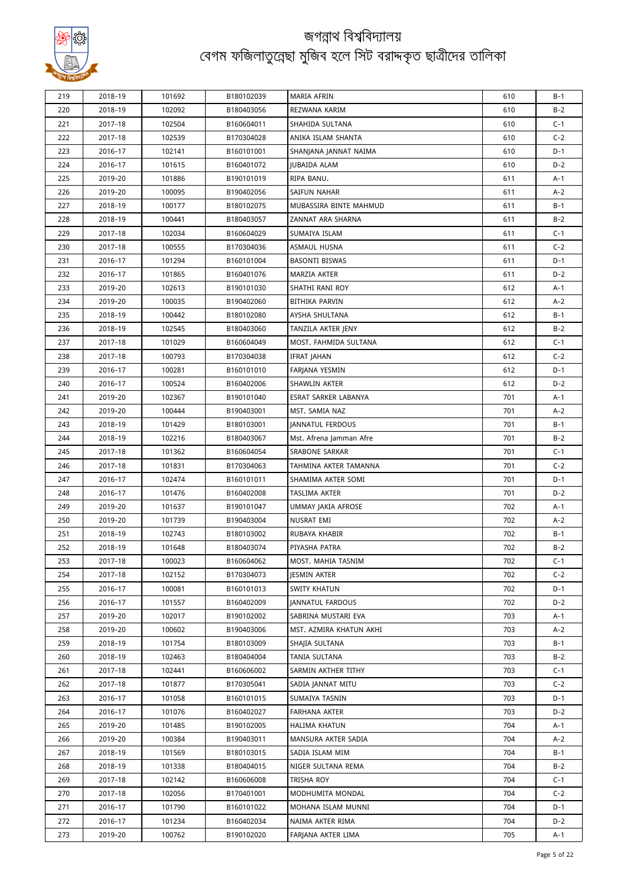# জগন্নাথ বিশ্ববিদ্যালয়
## বেগম ফজিলাতুন্নেছা মুজিব হলে সিট বরাদ্দকৃত ছাত্রীদের তালিকা

| | | | | | | |
|---|---|---|---|---|---|---|
| 219 | 2018-19 | 101692 | B180102039 | MARIA AFRIN | 610 | B-1 |
| 220 | 2018-19 | 102092 | B180403056 | REZWANA KARIM | 610 | B-2 |
| 221 | 2017-18 | 102504 | B160604011 | SHAHIDA SULTANA | 610 | C-1 |
| 222 | 2017-18 | 102539 | B170304028 | ANIKA ISLAM SHANTA | 610 | C-2 |
| 223 | 2016-17 | 102141 | B160101001 | SHANJANA JANNAT NAIMA | 610 | D-1 |
| 224 | 2016-17 | 101615 | B160401072 | JUBAIDA ALAM | 610 | D-2 |
| 225 | 2019-20 | 101886 | B190101019 | RIPA BANU. | 611 | A-1 |
| 226 | 2019-20 | 100095 | B190402056 | SAIFUN NAHAR | 611 | A-2 |
| 227 | 2018-19 | 100177 | B180102075 | MUBASSIRA BINTE MAHMUD | 611 | B-1 |
| 228 | 2018-19 | 100441 | B180403057 | ZANNAT ARA SHARNA | 611 | B-2 |
| 229 | 2017-18 | 102034 | B160604029 | SUMAIYA ISLAM | 611 | C-1 |
| 230 | 2017-18 | 100555 | B170304036 | ASMAUL HUSNA | 611 | C-2 |
| 231 | 2016-17 | 101294 | B160101004 | BASONTI BISWAS | 611 | D-1 |
| 232 | 2016-17 | 101865 | B160401076 | MARZIA AKTER | 611 | D-2 |
| 233 | 2019-20 | 102613 | B190101030 | SHATHI RANI ROY | 612 | A-1 |
| 234 | 2019-20 | 100035 | B190402060 | BITHIKA PARVIN | 612 | A-2 |
| 235 | 2018-19 | 100442 | B180102080 | AYSHA SHULTANA | 612 | B-1 |
| 236 | 2018-19 | 102545 | B180403060 | TANZILA AKTER JENY | 612 | B-2 |
| 237 | 2017-18 | 101029 | B160604049 | MOST. FAHMIDA SULTANA | 612 | C-1 |
| 238 | 2017-18 | 100793 | B170304038 | IFRAT JAHAN | 612 | C-2 |
| 239 | 2016-17 | 100281 | B160101010 | FARJANA YESMIN | 612 | D-1 |
| 240 | 2016-17 | 100524 | B160402006 | SHAWLIN AKTER | 612 | D-2 |
| 241 | 2019-20 | 102367 | B190101040 | ESRAT SARKER LABANYA | 701 | A-1 |
| 242 | 2019-20 | 100444 | B190403001 | MST. SAMIA NAZ | 701 | A-2 |
| 243 | 2018-19 | 101429 | B180103001 | JANNATUL FERDOUS | 701 | B-1 |
| 244 | 2018-19 | 102216 | B180403067 | Mst. Afrena Jamman Afre | 701 | B-2 |
| 245 | 2017-18 | 101362 | B160604054 | SRABONE SARKAR | 701 | C-1 |
| 246 | 2017-18 | 101831 | B170304063 | TAHMINA AKTER TAMANNA | 701 | C-2 |
| 247 | 2016-17 | 102474 | B160101011 | SHAMIMA AKTER SOMI | 701 | D-1 |
| 248 | 2016-17 | 101476 | B160402008 | TASLIMA AKTER | 701 | D-2 |
| 249 | 2019-20 | 101637 | B190101047 | UMMAY JAKIA AFROSE | 702 | A-1 |
| 250 | 2019-20 | 101739 | B190403004 | NUSRAT EMI | 702 | A-2 |
| 251 | 2018-19 | 102743 | B180103002 | RUBAYA KHABIR | 702 | B-1 |
| 252 | 2018-19 | 101648 | B180403074 | PIYASHA PATRA | 702 | B-2 |
| 253 | 2017-18 | 100023 | B160604062 | MOST. MAHIA TASNIM | 702 | C-1 |
| 254 | 2017-18 | 102152 | B170304073 | JESMIN AKTER | 702 | C-2 |
| 255 | 2016-17 | 100081 | B160101013 | SWITY KHATUN | 702 | D-1 |
| 256 | 2016-17 | 101557 | B160402009 | JANNATUL FARDOUS | 702 | D-2 |
| 257 | 2019-20 | 102017 | B190102002 | SABRINA MUSTARI EVA | 703 | A-1 |
| 258 | 2019-20 | 100602 | B190403006 | MST. AZMIRA KHATUN AKHI | 703 | A-2 |
| 259 | 2018-19 | 101754 | B180103009 | SHAJIA SULTANA | 703 | B-1 |
| 260 | 2018-19 | 102463 | B180404004 | TANIA SULTANA | 703 | B-2 |
| 261 | 2017-18 | 102441 | B160606002 | SARMIN AKTHER TITHY | 703 | C-1 |
| 262 | 2017-18 | 101877 | B170305041 | SADIA JANNAT MITU | 703 | C-2 |
| 263 | 2016-17 | 101058 | B160101015 | SUMAIYA TASNIN | 703 | D-1 |
| 264 | 2016-17 | 101076 | B160402027 | FARHANA AKTER | 703 | D-2 |
| 265 | 2019-20 | 101485 | B190102005 | HALIMA KHATUN | 704 | A-1 |
| 266 | 2019-20 | 100384 | B190403011 | MANSURA AKTER SADIA | 704 | A-2 |
| 267 | 2018-19 | 101569 | B180103015 | SADIA ISLAM MIM | 704 | B-1 |
| 268 | 2018-19 | 101338 | B180404015 | NIGER SULTANA REMA | 704 | B-2 |
| 269 | 2017-18 | 102142 | B160606008 | TRISHA ROY | 704 | C-1 |
| 270 | 2017-18 | 102056 | B170401001 | MODHUMITA MONDAL | 704 | C-2 |
| 271 | 2016-17 | 101790 | B160101022 | MOHANA ISLAM MUNNI | 704 | D-1 |
| 272 | 2016-17 | 101234 | B160402034 | NAIMA AKTER RIMA | 704 | D-2 |
| 273 | 2019-20 | 100762 | B190102020 | FARJANA AKTER LIMA | 705 | A-1 |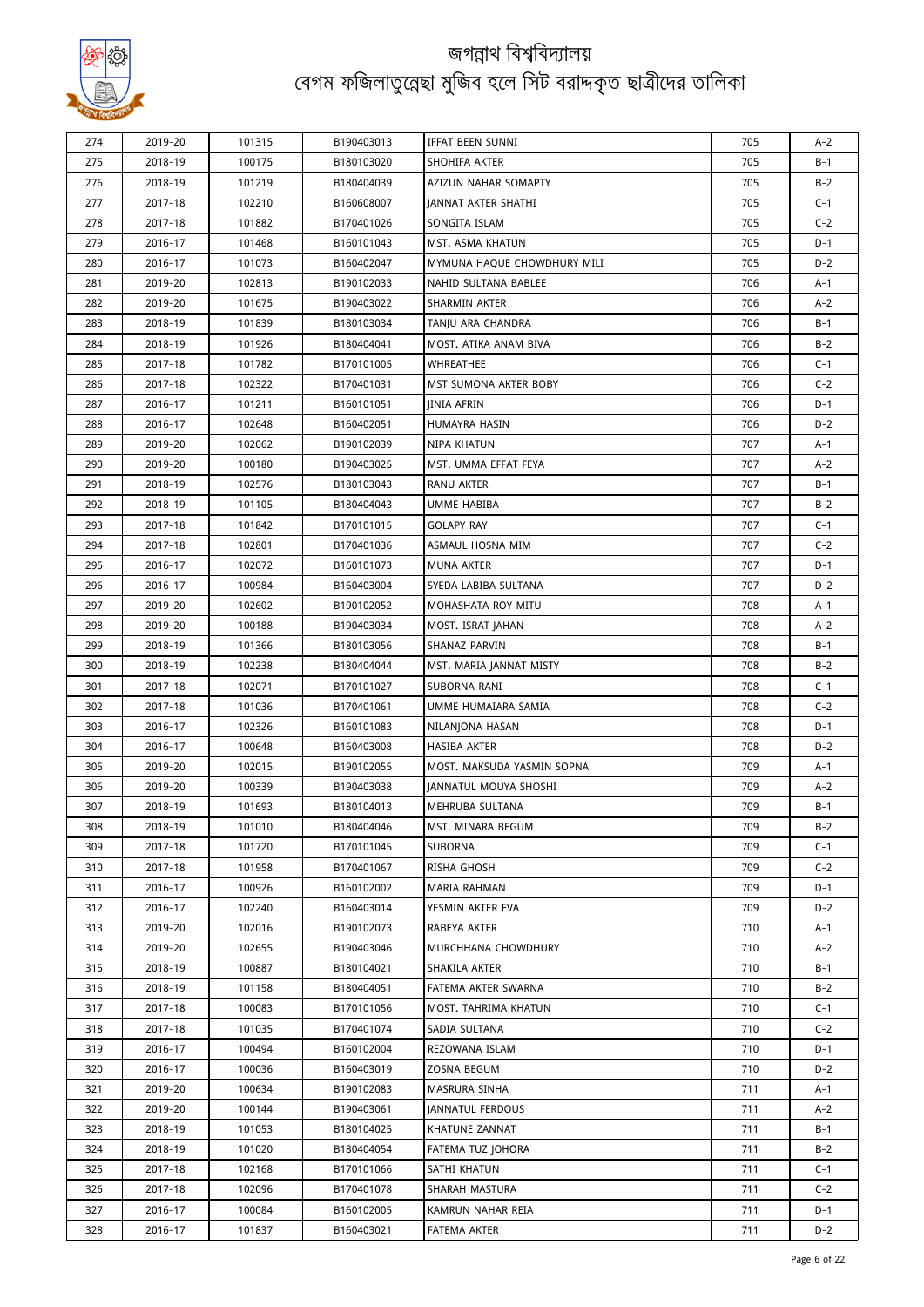# জগন্নাথ বিশ্ববিদ্যালয়
## বেগম ফজিলাতুন্নেছা মুজিব হলে সিট বরাদ্দকৃত ছাত্রীদের তালিকা

| | | | | | | |
|---|---|---|---|---|---|---|
| 274 | 2019-20 | 101315 | B190403013 | IFFAT BEEN SUNNI | 705 | A-2 |
| 275 | 2018-19 | 100175 | B180103020 | SHOHIFA AKTER | 705 | B-1 |
| 276 | 2018-19 | 101219 | B180404039 | AZIZUN NAHAR SOMAPTY | 705 | B-2 |
| 277 | 2017-18 | 102210 | B160608007 | JANNAT AKTER SHATHI | 705 | C-1 |
| 278 | 2017-18 | 101882 | B170401026 | SONGITA ISLAM | 705 | C-2 |
| 279 | 2016-17 | 101468 | B160101043 | MST. ASMA KHATUN | 705 | D-1 |
| 280 | 2016-17 | 101073 | B160402047 | MYMUNA HAQUE CHOWDHURY MILI | 705 | D-2 |
| 281 | 2019-20 | 102813 | B190102033 | NAHID SULTANA BABLEE | 706 | A-1 |
| 282 | 2019-20 | 101675 | B190403022 | SHARMIN AKTER | 706 | A-2 |
| 283 | 2018-19 | 101839 | B180103034 | TANJU ARA CHANDRA | 706 | B-1 |
| 284 | 2018-19 | 101926 | B180404041 | MOST. ATIKA ANAM BIVA | 706 | B-2 |
| 285 | 2017-18 | 101782 | B170101005 | WHREATHEE | 706 | C-1 |
| 286 | 2017-18 | 102322 | B170401031 | MST SUMONA AKTER BOBY | 706 | C-2 |
| 287 | 2016-17 | 101211 | B160101051 | JINIA AFRIN | 706 | D-1 |
| 288 | 2016-17 | 102648 | B160402051 | HUMAYRA HASIN | 706 | D-2 |
| 289 | 2019-20 | 102062 | B190102039 | NIPA KHATUN | 707 | A-1 |
| 290 | 2019-20 | 100180 | B190403025 | MST. UMMA EFFAT FEYA | 707 | A-2 |
| 291 | 2018-19 | 102576 | B180103043 | RANU AKTER | 707 | B-1 |
| 292 | 2018-19 | 101105 | B180404043 | UMME HABIBA | 707 | B-2 |
| 293 | 2017-18 | 101842 | B170101015 | GOLAPY RAY | 707 | C-1 |
| 294 | 2017-18 | 102801 | B170401036 | ASMAUL HOSNA MIM | 707 | C-2 |
| 295 | 2016-17 | 102072 | B160101073 | MUNA AKTER | 707 | D-1 |
| 296 | 2016-17 | 100984 | B160403004 | SYEDA LABIBA SULTANA | 707 | D-2 |
| 297 | 2019-20 | 102602 | B190102052 | MOHASHATA ROY MITU | 708 | A-1 |
| 298 | 2019-20 | 100188 | B190403034 | MOST. ISRAT JAHAN | 708 | A-2 |
| 299 | 2018-19 | 101366 | B180103056 | SHANAZ PARVIN | 708 | B-1 |
| 300 | 2018-19 | 102238 | B180404044 | MST. MARIA JANNAT MISTY | 708 | B-2 |
| 301 | 2017-18 | 102071 | B170101027 | SUBORNA RANI | 708 | C-1 |
| 302 | 2017-18 | 101036 | B170401061 | UMME HUMAIARA SAMIA | 708 | C-2 |
| 303 | 2016-17 | 102326 | B160101083 | NILANJONA HASAN | 708 | D-1 |
| 304 | 2016-17 | 100648 | B160403008 | HASIBA AKTER | 708 | D-2 |
| 305 | 2019-20 | 102015 | B190102055 | MOST. MAKSUDA YASMIN SOPNA | 709 | A-1 |
| 306 | 2019-20 | 100339 | B190403038 | JANNATUL MOUYA SHOSHI | 709 | A-2 |
| 307 | 2018-19 | 101693 | B180104013 | MEHRUBA SULTANA | 709 | B-1 |
| 308 | 2018-19 | 101010 | B180404046 | MST. MINARA BEGUM | 709 | B-2 |
| 309 | 2017-18 | 101720 | B170101045 | SUBORNA | 709 | C-1 |
| 310 | 2017-18 | 101958 | B170401067 | RISHA GHOSH | 709 | C-2 |
| 311 | 2016-17 | 100926 | B160102002 | MARIA RAHMAN | 709 | D-1 |
| 312 | 2016-17 | 102240 | B160403014 | YESMIN AKTER EVA | 709 | D-2 |
| 313 | 2019-20 | 102016 | B190102073 | RABEYA AKTER | 710 | A-1 |
| 314 | 2019-20 | 102655 | B190403046 | MURCHHANA CHOWDHURY | 710 | A-2 |
| 315 | 2018-19 | 100887 | B180104021 | SHAKILA AKTER | 710 | B-1 |
| 316 | 2018-19 | 101158 | B180404051 | FATEMA AKTER SWARNA | 710 | B-2 |
| 317 | 2017-18 | 100083 | B170101056 | MOST. TAHRIMA KHATUN | 710 | C-1 |
| 318 | 2017-18 | 101035 | B170401074 | SADIA SULTANA | 710 | C-2 |
| 319 | 2016-17 | 100494 | B160102004 | REZOWANA ISLAM | 710 | D-1 |
| 320 | 2016-17 | 100036 | B160403019 | ZOSNA BEGUM | 710 | D-2 |
| 321 | 2019-20 | 100634 | B190102083 | MASRURA SINHA | 711 | A-1 |
| 322 | 2019-20 | 100144 | B190403061 | JANNATUL FERDOUS | 711 | A-2 |
| 323 | 2018-19 | 101053 | B180104025 | KHATUNE ZANNAT | 711 | B-1 |
| 324 | 2018-19 | 101020 | B180404054 | FATEMA TUZ JOHORA | 711 | B-2 |
| 325 | 2017-18 | 102168 | B170101066 | SATHI KHATUN | 711 | C-1 |
| 326 | 2017-18 | 102096 | B170401078 | SHARAH MASTURA | 711 | C-2 |
| 327 | 2016-17 | 100084 | B160102005 | KAMRUN NAHAR REIA | 711 | D-1 |
| 328 | 2016-17 | 101837 | B160403021 | FATEMA AKTER | 711 | D-2 |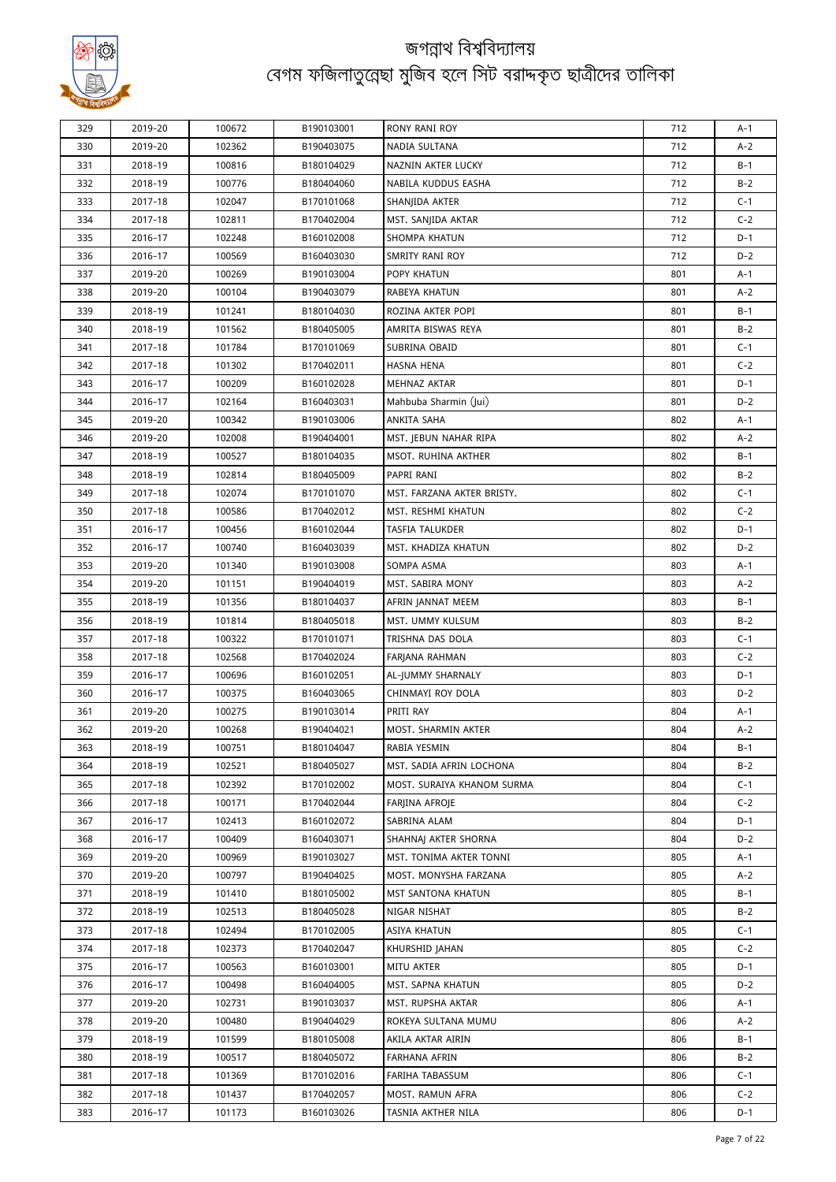# জগন্নাথ বিশ্ববিদ্যালয়
## বেগম ফজিলাতুন্নেছা মুজিব হলে সিট বরাদ্দকৃত ছাত্রীদের তালিকা

| | | | | | | |
|---|---|---|---|---|---|---|
| 329 | 2019-20 | 100672 | B190103001 | RONY RANI ROY | 712 | A-1 |
| 330 | 2019-20 | 102362 | B190403075 | NADIA SULTANA | 712 | A-2 |
| 331 | 2018-19 | 100816 | B180104029 | NAZNIN AKTER LUCKY | 712 | B-1 |
| 332 | 2018-19 | 100776 | B180404060 | NABILA KUDDUS EASHA | 712 | B-2 |
| 333 | 2017-18 | 102047 | B170101068 | SHANJIDA AKTER | 712 | C-1 |
| 334 | 2017-18 | 102811 | B170402004 | MST. SANJIDA AKTAR | 712 | C-2 |
| 335 | 2016-17 | 102248 | B160102008 | SHOMPA KHATUN | 712 | D-1 |
| 336 | 2016-17 | 100569 | B160403030 | SMRITY RANI ROY | 712 | D-2 |
| 337 | 2019-20 | 100269 | B190103004 | POPY KHATUN | 801 | A-1 |
| 338 | 2019-20 | 100104 | B190403079 | RABEYA KHATUN | 801 | A-2 |
| 339 | 2018-19 | 101241 | B180104030 | ROZINA AKTER POPI | 801 | B-1 |
| 340 | 2018-19 | 101562 | B180405005 | AMRITA BISWAS REYA | 801 | B-2 |
| 341 | 2017-18 | 101784 | B170101069 | SUBRINA OBAID | 801 | C-1 |
| 342 | 2017-18 | 101302 | B170402011 | HASNA HENA | 801 | C-2 |
| 343 | 2016-17 | 100209 | B160102028 | MEHNAZ AKTAR | 801 | D-1 |
| 344 | 2016-17 | 102164 | B160403031 | Mahbuba Sharmin (Jui) | 801 | D-2 |
| 345 | 2019-20 | 100342 | B190103006 | ANKITA SAHA | 802 | A-1 |
| 346 | 2019-20 | 102008 | B190404001 | MST. JEBUN NAHAR RIPA | 802 | A-2 |
| 347 | 2018-19 | 100527 | B180104035 | MSOT. RUHINA AKTHER | 802 | B-1 |
| 348 | 2018-19 | 102814 | B180405009 | PAPRI RANI | 802 | B-2 |
| 349 | 2017-18 | 102074 | B170101070 | MST. FARZANA AKTER BRISTY. | 802 | C-1 |
| 350 | 2017-18 | 100586 | B170402012 | MST. RESHMI KHATUN | 802 | C-2 |
| 351 | 2016-17 | 100456 | B160102044 | TASFIA TALUKDER | 802 | D-1 |
| 352 | 2016-17 | 100740 | B160403039 | MST. KHADIZA KHATUN | 802 | D-2 |
| 353 | 2019-20 | 101340 | B190103008 | SOMPA ASMA | 803 | A-1 |
| 354 | 2019-20 | 101151 | B190404019 | MST. SABIRA MONY | 803 | A-2 |
| 355 | 2018-19 | 101356 | B180104037 | AFRIN JANNAT MEEM | 803 | B-1 |
| 356 | 2018-19 | 101814 | B180405018 | MST. UMMY KULSUM | 803 | B-2 |
| 357 | 2017-18 | 100322 | B170101071 | TRISHNA DAS DOLA | 803 | C-1 |
| 358 | 2017-18 | 102568 | B170402024 | FARJANA RAHMAN | 803 | C-2 |
| 359 | 2016-17 | 100696 | B160102051 | AL-JUMMY SHARNALY | 803 | D-1 |
| 360 | 2016-17 | 100375 | B160403065 | CHINMAYI ROY DOLA | 803 | D-2 |
| 361 | 2019-20 | 100275 | B190103014 | PRITI RAY | 804 | A-1 |
| 362 | 2019-20 | 100268 | B190404021 | MOST. SHARMIN AKTER | 804 | A-2 |
| 363 | 2018-19 | 100751 | B180104047 | RABIA YESMIN | 804 | B-1 |
| 364 | 2018-19 | 102521 | B180405027 | MST. SADIA AFRIN LOCHONA | 804 | B-2 |
| 365 | 2017-18 | 102392 | B170102002 | MOST. SURAIYA KHANOM SURMA | 804 | C-1 |
| 366 | 2017-18 | 100171 | B170402044 | FARJINA AFROJE | 804 | C-2 |
| 367 | 2016-17 | 102413 | B160102072 | SABRINA ALAM | 804 | D-1 |
| 368 | 2016-17 | 100409 | B160403071 | SHAHNAJ AKTER SHORNA | 804 | D-2 |
| 369 | 2019-20 | 100969 | B190103027 | MST. TONIMA AKTER TONNI | 805 | A-1 |
| 370 | 2019-20 | 100797 | B190404025 | MOST. MONYSHA FARZANA | 805 | A-2 |
| 371 | 2018-19 | 101410 | B180105002 | MST SANTONA KHATUN | 805 | B-1 |
| 372 | 2018-19 | 102513 | B180405028 | NIGAR NISHAT | 805 | B-2 |
| 373 | 2017-18 | 102494 | B170102005 | ASIYA KHATUN | 805 | C-1 |
| 374 | 2017-18 | 102373 | B170402047 | KHURSHID JAHAN | 805 | C-2 |
| 375 | 2016-17 | 100563 | B160103001 | MITU AKTER | 805 | D-1 |
| 376 | 2016-17 | 100498 | B160404005 | MST. SAPNA KHATUN | 805 | D-2 |
| 377 | 2019-20 | 102731 | B190103037 | MST. RUPSHA AKTAR | 806 | A-1 |
| 378 | 2019-20 | 100480 | B190404029 | ROKEYA SULTANA MUMU | 806 | A-2 |
| 379 | 2018-19 | 101599 | B180105008 | AKILA AKTAR AIRIN | 806 | B-1 |
| 380 | 2018-19 | 100517 | B180405072 | FARHANA AFRIN | 806 | B-2 |
| 381 | 2017-18 | 101369 | B170102016 | FARIHA TABASSUM | 806 | C-1 |
| 382 | 2017-18 | 101437 | B170402057 | MOST. RAMUN AFRA | 806 | C-2 |
| 383 | 2016-17 | 101173 | B160103026 | TASNIA AKTHER NILA | 806 | D-1 |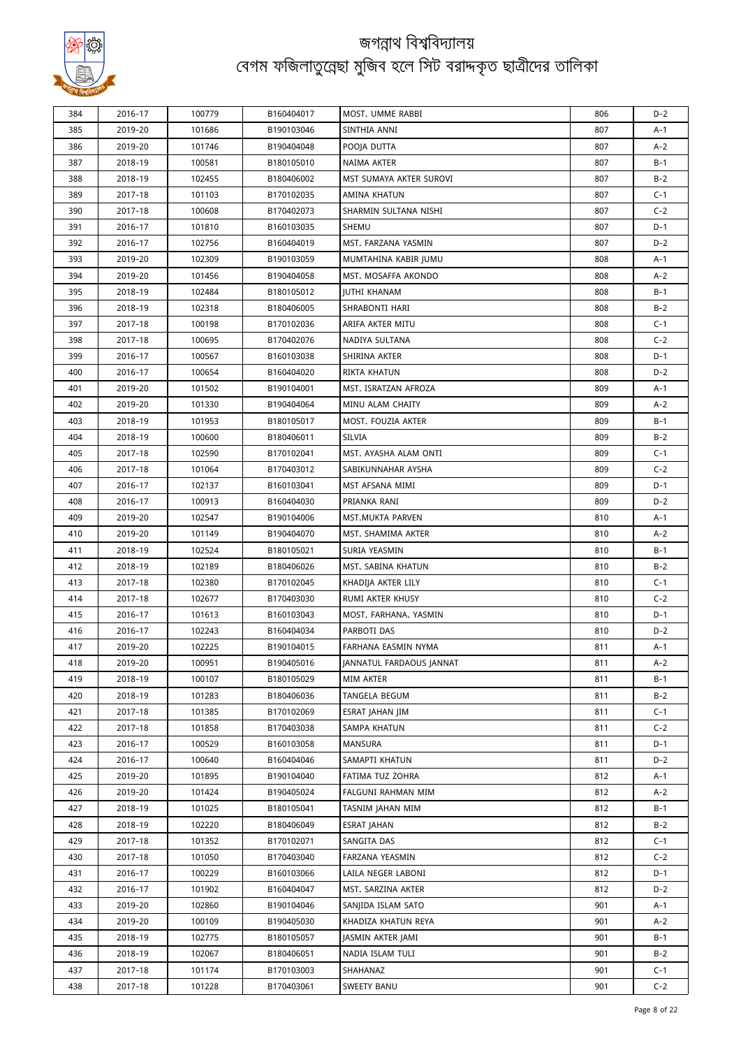# জগন্নাথ বিশ্ববিদ্যালয়
## বেগম ফজিলাতুন্নেছা মুজিব হলে সিট বরাদ্দকৃত ছাত্রীদের তালিকা

| | | | | | | |
|---|---|---|---|---|---|---|
| 384 | 2016-17 | 100779 | B160404017 | MOST. UMME RABBI | 806 | D-2 |
| 385 | 2019-20 | 101686 | B190103046 | SINTHIA ANNI | 807 | A-1 |
| 386 | 2019-20 | 101746 | B190404048 | POOJA DUTTA | 807 | A-2 |
| 387 | 2018-19 | 100581 | B180105010 | NAIMA AKTER | 807 | B-1 |
| 388 | 2018-19 | 102455 | B180406002 | MST SUMAYA AKTER SUROVI | 807 | B-2 |
| 389 | 2017-18 | 101103 | B170102035 | AMINA KHATUN | 807 | C-1 |
| 390 | 2017-18 | 100608 | B170402073 | SHARMIN SULTANA NISHI | 807 | C-2 |
| 391 | 2016-17 | 101810 | B160103035 | SHEMU | 807 | D-1 |
| 392 | 2016-17 | 102756 | B160404019 | MST. FARZANA YASMIN | 807 | D-2 |
| 393 | 2019-20 | 102309 | B190103059 | MUMTAHINA KABIR JUMU | 808 | A-1 |
| 394 | 2019-20 | 101456 | B190404058 | MST. MOSAFFA AKONDO | 808 | A-2 |
| 395 | 2018-19 | 102484 | B180105012 | JUTHI KHANAM | 808 | B-1 |
| 396 | 2018-19 | 102318 | B180406005 | SHRABONTI HARI | 808 | B-2 |
| 397 | 2017-18 | 100198 | B170102036 | ARIFA AKTER MITU | 808 | C-1 |
| 398 | 2017-18 | 100695 | B170402076 | NADIYA SULTANA | 808 | C-2 |
| 399 | 2016-17 | 100567 | B160103038 | SHIRINA AKTER | 808 | D-1 |
| 400 | 2016-17 | 100654 | B160404020 | RIKTA KHATUN | 808 | D-2 |
| 401 | 2019-20 | 101502 | B190104001 | MST. ISRATZAN AFROZA | 809 | A-1 |
| 402 | 2019-20 | 101330 | B190404064 | MINU ALAM CHAITY | 809 | A-2 |
| 403 | 2018-19 | 101953 | B180105017 | MOST. FOUZIA AKTER | 809 | B-1 |
| 404 | 2018-19 | 100600 | B180406011 | SILVIA | 809 | B-2 |
| 405 | 2017-18 | 102590 | B170102041 | MST. AYASHA ALAM ONTI | 809 | C-1 |
| 406 | 2017-18 | 101064 | B170403012 | SABIKUNNAHAR AYSHA | 809 | C-2 |
| 407 | 2016-17 | 102137 | B160103041 | MST AFSANA MIMI | 809 | D-1 |
| 408 | 2016-17 | 100913 | B160404030 | PRIANKA RANI | 809 | D-2 |
| 409 | 2019-20 | 102547 | B190104006 | MST.MUKTA PARVEN | 810 | A-1 |
| 410 | 2019-20 | 101149 | B190404070 | MST. SHAMIMA AKTER | 810 | A-2 |
| 411 | 2018-19 | 102524 | B180105021 | SURIA YEASMIN | 810 | B-1 |
| 412 | 2018-19 | 102189 | B180406026 | MST. SABINA KHATUN | 810 | B-2 |
| 413 | 2017-18 | 102380 | B170102045 | KHADIJA AKTER LILY | 810 | C-1 |
| 414 | 2017-18 | 102677 | B170403030 | RUMI AKTER KHUSY | 810 | C-2 |
| 415 | 2016-17 | 101613 | B160103043 | MOST. FARHANA. YASMIN | 810 | D-1 |
| 416 | 2016-17 | 102243 | B160404034 | PARBOTI DAS | 810 | D-2 |
| 417 | 2019-20 | 102225 | B190104015 | FARHANA EASMIN NYMA | 811 | A-1 |
| 418 | 2019-20 | 100951 | B190405016 | JANNATUL FARDAOUS JANNAT | 811 | A-2 |
| 419 | 2018-19 | 100107 | B180105029 | MIM AKTER | 811 | B-1 |
| 420 | 2018-19 | 101283 | B180406036 | TANGELA BEGUM | 811 | B-2 |
| 421 | 2017-18 | 101385 | B170102069 | ESRAT JAHAN JIM | 811 | C-1 |
| 422 | 2017-18 | 101858 | B170403038 | SAMPA KHATUN | 811 | C-2 |
| 423 | 2016-17 | 100529 | B160103058 | MANSURA | 811 | D-1 |
| 424 | 2016-17 | 100640 | B160404046 | SAMAPTI KHATUN | 811 | D-2 |
| 425 | 2019-20 | 101895 | B190104040 | FATIMA TUZ ZOHRA | 812 | A-1 |
| 426 | 2019-20 | 101424 | B190405024 | FALGUNI RAHMAN MIM | 812 | A-2 |
| 427 | 2018-19 | 101025 | B180105041 | TASNIM JAHAN MIM | 812 | B-1 |
| 428 | 2018-19 | 102220 | B180406049 | ESRAT JAHAN | 812 | B-2 |
| 429 | 2017-18 | 101352 | B170102071 | SANGITA DAS | 812 | C-1 |
| 430 | 2017-18 | 101050 | B170403040 | FARZANA YEASMIN | 812 | C-2 |
| 431 | 2016-17 | 100229 | B160103066 | LAILA NEGER LABONI | 812 | D-1 |
| 432 | 2016-17 | 101902 | B160404047 | MST. SARZINA AKTER | 812 | D-2 |
| 433 | 2019-20 | 102860 | B190104046 | SANJIDA ISLAM SATO | 901 | A-1 |
| 434 | 2019-20 | 100109 | B190405030 | KHADIZA KHATUN REYA | 901 | A-2 |
| 435 | 2018-19 | 102775 | B180105057 | JASMIN AKTER JAMI | 901 | B-1 |
| 436 | 2018-19 | 102067 | B180406051 | NADIA ISLAM TULI | 901 | B-2 |
| 437 | 2017-18 | 101174 | B170103003 | SHAHANAZ | 901 | C-1 |
| 438 | 2017-18 | 101228 | B170403061 | SWEETY BANU | 901 | C-2 |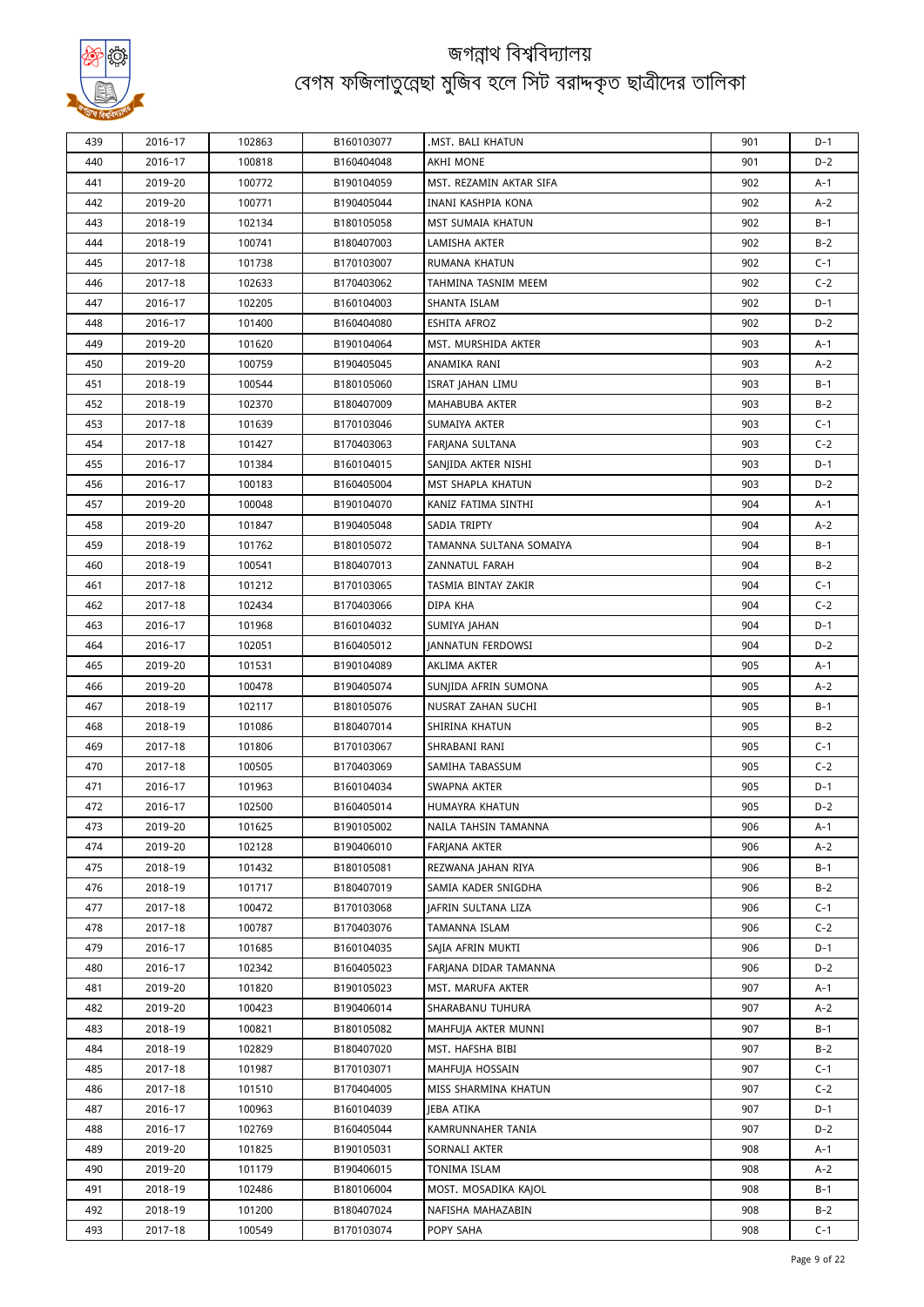# জগন্নাথ বিশ্ববিদ্যালয়
## বেগম ফজিলাতুন্নেছা মুজিব হলে সিট বরাদ্দকৃত ছাত্রীদের তালিকা

| 439 | 2016-17 | 102863 | B160103077 | .MST. BALI KHATUN | 901 | D-1 |
|---|---|---|---|---|---|---|
| 440 | 2016-17 | 100818 | B160404048 | AKHI MONE | 901 | D-2 |
| 441 | 2019-20 | 100772 | B190104059 | MST. REZAMIN AKTAR SIFA | 902 | A-1 |
| 442 | 2019-20 | 100771 | B190405044 | INANI KASHPIA KONA | 902 | A-2 |
| 443 | 2018-19 | 102134 | B180105058 | MST SUMAIA KHATUN | 902 | B-1 |
| 444 | 2018-19 | 100741 | B180407003 | LAMISHA AKTER | 902 | B-2 |
| 445 | 2017-18 | 101738 | B170103007 | RUMANA KHATUN | 902 | C-1 |
| 446 | 2017-18 | 102633 | B170403062 | TAHMINA TASNIM MEEM | 902 | C-2 |
| 447 | 2016-17 | 102205 | B160104003 | SHANTA ISLAM | 902 | D-1 |
| 448 | 2016-17 | 101400 | B160404080 | ESHITA AFROZ | 902 | D-2 |
| 449 | 2019-20 | 101620 | B190104064 | MST. MURSHIDA AKTER | 903 | A-1 |
| 450 | 2019-20 | 100759 | B190405045 | ANAMIKA RANI | 903 | A-2 |
| 451 | 2018-19 | 100544 | B180105060 | ISRAT JAHAN LIMU | 903 | B-1 |
| 452 | 2018-19 | 102370 | B180407009 | MAHABUBA AKTER | 903 | B-2 |
| 453 | 2017-18 | 101639 | B170103046 | SUMAIYA AKTER | 903 | C-1 |
| 454 | 2017-18 | 101427 | B170403063 | FARJANA SULTANA | 903 | C-2 |
| 455 | 2016-17 | 101384 | B160104015 | SANJIDA AKTER NISHI | 903 | D-1 |
| 456 | 2016-17 | 100183 | B160405004 | MST SHAPLA KHATUN | 903 | D-2 |
| 457 | 2019-20 | 100048 | B190104070 | KANIZ FATIMA SINTHI | 904 | A-1 |
| 458 | 2019-20 | 101847 | B190405048 | SADIA TRIPTY | 904 | A-2 |
| 459 | 2018-19 | 101762 | B180105072 | TAMANNA SULTANA SOMAIYA | 904 | B-1 |
| 460 | 2018-19 | 100541 | B180407013 | ZANNATUL FARAH | 904 | B-2 |
| 461 | 2017-18 | 101212 | B170103065 | TASMIA BINTAY ZAKIR | 904 | C-1 |
| 462 | 2017-18 | 102434 | B170403066 | DIPA KHA | 904 | C-2 |
| 463 | 2016-17 | 101968 | B160104032 | SUMIYA JAHAN | 904 | D-1 |
| 464 | 2016-17 | 102051 | B160405012 | JANNATUN FERDOWSI | 904 | D-2 |
| 465 | 2019-20 | 101531 | B190104089 | AKLIMA AKTER | 905 | A-1 |
| 466 | 2019-20 | 100478 | B190405074 | SUNJIDA AFRIN SUMONA | 905 | A-2 |
| 467 | 2018-19 | 102117 | B180105076 | NUSRAT ZAHAN SUCHI | 905 | B-1 |
| 468 | 2018-19 | 101086 | B180407014 | SHIRINA KHATUN | 905 | B-2 |
| 469 | 2017-18 | 101806 | B170103067 | SHRABANI RANI | 905 | C-1 |
| 470 | 2017-18 | 100505 | B170403069 | SAMIHA TABASSUM | 905 | C-2 |
| 471 | 2016-17 | 101963 | B160104034 | SWAPNA AKTER | 905 | D-1 |
| 472 | 2016-17 | 102500 | B160405014 | HUMAYRA KHATUN | 905 | D-2 |
| 473 | 2019-20 | 101625 | B190105002 | NAILA TAHSIN TAMANNA | 906 | A-1 |
| 474 | 2019-20 | 102128 | B190406010 | FARJANA AKTER | 906 | A-2 |
| 475 | 2018-19 | 101432 | B180105081 | REZWANA JAHAN RIYA | 906 | B-1 |
| 476 | 2018-19 | 101717 | B180407019 | SAMIA KADER SNIGDHA | 906 | B-2 |
| 477 | 2017-18 | 100472 | B170103068 | JAFRIN SULTANA LIZA | 906 | C-1 |
| 478 | 2017-18 | 100787 | B170403076 | TAMANNA ISLAM | 906 | C-2 |
| 479 | 2016-17 | 101685 | B160104035 | SAJIA AFRIN MUKTI | 906 | D-1 |
| 480 | 2016-17 | 102342 | B160405023 | FARJANA DIDAR TAMANNA | 906 | D-2 |
| 481 | 2019-20 | 101820 | B190105023 | MST. MARUFA AKTER | 907 | A-1 |
| 482 | 2019-20 | 100423 | B190406014 | SHARABANU TUHURA | 907 | A-2 |
| 483 | 2018-19 | 100821 | B180105082 | MAHFUJA AKTER MUNNI | 907 | B-1 |
| 484 | 2018-19 | 102829 | B180407020 | MST. HAFSHA BIBI | 907 | B-2 |
| 485 | 2017-18 | 101987 | B170103071 | MAHFUJA HOSSAIN | 907 | C-1 |
| 486 | 2017-18 | 101510 | B170404005 | MISS SHARMINA KHATUN | 907 | C-2 |
| 487 | 2016-17 | 100963 | B160104039 | JEBA ATIKA | 907 | D-1 |
| 488 | 2016-17 | 102769 | B160405044 | KAMRUNNAHER TANIA | 907 | D-2 |
| 489 | 2019-20 | 101825 | B190105031 | SORNALI AKTER | 908 | A-1 |
| 490 | 2019-20 | 101179 | B190406015 | TONIMA ISLAM | 908 | A-2 |
| 491 | 2018-19 | 102486 | B180106004 | MOST. MOSADIKA KAJOL | 908 | B-1 |
| 492 | 2018-19 | 101200 | B180407024 | NAFISHA MAHAZABIN | 908 | B-2 |
| 493 | 2017-18 | 100549 | B170103074 | POPY SAHA | 908 | C-1 |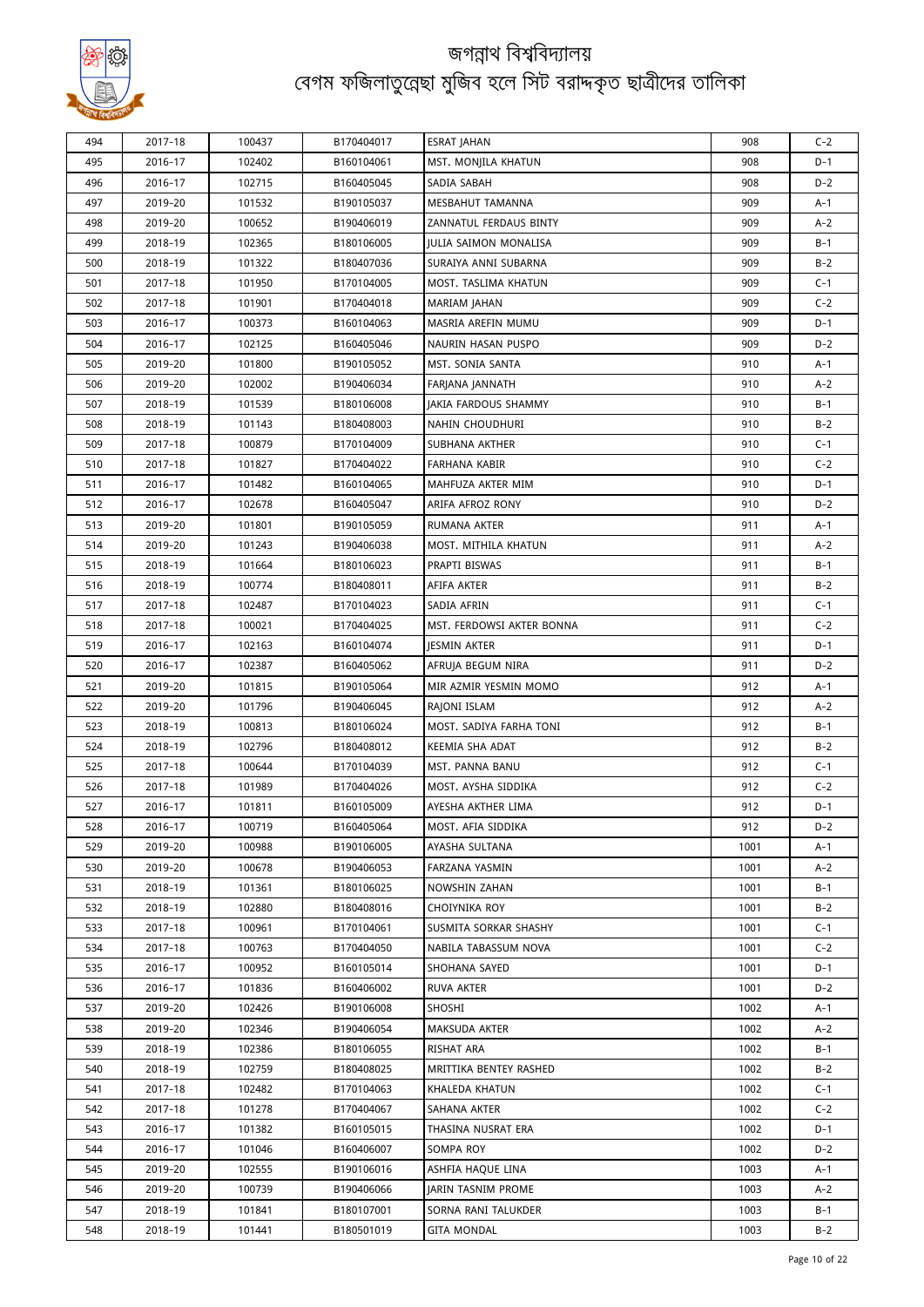# জগন্নাথ বিশ্ববিদ্যালয়

## বেগম ফজিলাতুন্নেছা মুজিব হলে সিট বরাদ্দকৃত ছাত্রীদের তালিকা

| | | | | | | |
|---|---|---|---|---|---|---|
| 494 | 2017-18 | 100437 | B170404017 | ESRAT JAHAN | 908 | C-2 |
| 495 | 2016-17 | 102402 | B160104061 | MST. MONJILA KHATUN | 908 | D-1 |
| 496 | 2016-17 | 102715 | B160405045 | SADIA SABAH | 908 | D-2 |
| 497 | 2019-20 | 101532 | B190105037 | MESBAHUT TAMANNA | 909 | A-1 |
| 498 | 2019-20 | 100652 | B190406019 | ZANNATUL FERDAUS BINTY | 909 | A-2 |
| 499 | 2018-19 | 102365 | B180106005 | JULIA SAIMON MONALISA | 909 | B-1 |
| 500 | 2018-19 | 101322 | B180407036 | SURAIYA ANNI SUBARNA | 909 | B-2 |
| 501 | 2017-18 | 101950 | B170104005 | MOST. TASLIMA KHATUN | 909 | C-1 |
| 502 | 2017-18 | 101901 | B170404018 | MARIAM JAHAN | 909 | C-2 |
| 503 | 2016-17 | 100373 | B160104063 | MASRIA AREFIN MUMU | 909 | D-1 |
| 504 | 2016-17 | 102125 | B160405046 | NAURIN HASAN PUSPO | 909 | D-2 |
| 505 | 2019-20 | 101800 | B190105052 | MST. SONIA SANTA | 910 | A-1 |
| 506 | 2019-20 | 102002 | B190406034 | FARJANA JANNATH | 910 | A-2 |
| 507 | 2018-19 | 101539 | B180106008 | JAKIA FARDOUS SHAMMY | 910 | B-1 |
| 508 | 2018-19 | 101143 | B180408003 | NAHIN CHOUDHURI | 910 | B-2 |
| 509 | 2017-18 | 100879 | B170104009 | SUBHANA AKTHER | 910 | C-1 |
| 510 | 2017-18 | 101827 | B170404022 | FARHANA KABIR | 910 | C-2 |
| 511 | 2016-17 | 101482 | B160104065 | MAHFUZA AKTER MIM | 910 | D-1 |
| 512 | 2016-17 | 102678 | B160405047 | ARIFA AFROZ RONY | 910 | D-2 |
| 513 | 2019-20 | 101801 | B190105059 | RUMANA AKTER | 911 | A-1 |
| 514 | 2019-20 | 101243 | B190406038 | MOST. MITHILA KHATUN | 911 | A-2 |
| 515 | 2018-19 | 101664 | B180106023 | PRAPTI BISWAS | 911 | B-1 |
| 516 | 2018-19 | 100774 | B180408011 | AFIFA AKTER | 911 | B-2 |
| 517 | 2017-18 | 102487 | B170104023 | SADIA AFRIN | 911 | C-1 |
| 518 | 2017-18 | 100021 | B170404025 | MST. FERDOWSI AKTER BONNA | 911 | C-2 |
| 519 | 2016-17 | 102163 | B160104074 | JESMIN AKTER | 911 | D-1 |
| 520 | 2016-17 | 102387 | B160405062 | AFRUJA BEGUM NIRA | 911 | D-2 |
| 521 | 2019-20 | 101815 | B190105064 | MIR AZMIR YESMIN MOMO | 912 | A-1 |
| 522 | 2019-20 | 101796 | B190406045 | RAJONI ISLAM | 912 | A-2 |
| 523 | 2018-19 | 100813 | B180106024 | MOST. SADIYA FARHA TONI | 912 | B-1 |
| 524 | 2018-19 | 102796 | B180408012 | KEEMIA SHA ADAT | 912 | B-2 |
| 525 | 2017-18 | 100644 | B170104039 | MST. PANNA BANU | 912 | C-1 |
| 526 | 2017-18 | 101989 | B170404026 | MOST. AYSHA SIDDIKA | 912 | C-2 |
| 527 | 2016-17 | 101811 | B160105009 | AYESHA AKTHER LIMA | 912 | D-1 |
| 528 | 2016-17 | 100719 | B160405064 | MOST. AFIA SIDDIKA | 912 | D-2 |
| 529 | 2019-20 | 100988 | B190106005 | AYASHA SULTANA | 1001 | A-1 |
| 530 | 2019-20 | 100678 | B190406053 | FARZANA YASMIN | 1001 | A-2 |
| 531 | 2018-19 | 101361 | B180106025 | NOWSHIN ZAHAN | 1001 | B-1 |
| 532 | 2018-19 | 102880 | B180408016 | CHOIYNIKA ROY | 1001 | B-2 |
| 533 | 2017-18 | 100961 | B170104061 | SUSMITA SORKAR SHASHY | 1001 | C-1 |
| 534 | 2017-18 | 100763 | B170404050 | NABILA TABASSUM NOVA | 1001 | C-2 |
| 535 | 2016-17 | 100952 | B160105014 | SHOHANA SAYED | 1001 | D-1 |
| 536 | 2016-17 | 101836 | B160406002 | RUVA AKTER | 1001 | D-2 |
| 537 | 2019-20 | 102426 | B190106008 | SHOSHI | 1002 | A-1 |
| 538 | 2019-20 | 102346 | B190406054 | MAKSUDA AKTER | 1002 | A-2 |
| 539 | 2018-19 | 102386 | B180106055 | RISHAT ARA | 1002 | B-1 |
| 540 | 2018-19 | 102759 | B180408025 | MRITTIKA BENTEY RASHED | 1002 | B-2 |
| 541 | 2017-18 | 102482 | B170104063 | KHALEDA KHATUN | 1002 | C-1 |
| 542 | 2017-18 | 101278 | B170404067 | SAHANA AKTER | 1002 | C-2 |
| 543 | 2016-17 | 101382 | B160105015 | THASINA NUSRAT ERA | 1002 | D-1 |
| 544 | 2016-17 | 101046 | B160406007 | SOMPA ROY | 1002 | D-2 |
| 545 | 2019-20 | 102555 | B190106016 | ASHFIA HAQUE LINA | 1003 | A-1 |
| 546 | 2019-20 | 100739 | B190406066 | JARIN TASNIM PROME | 1003 | A-2 |
| 547 | 2018-19 | 101841 | B180107001 | SORNA RANI TALUKDER | 1003 | B-1 |
| 548 | 2018-19 | 101441 | B180501019 | GITA MONDAL | 1003 | B-2 |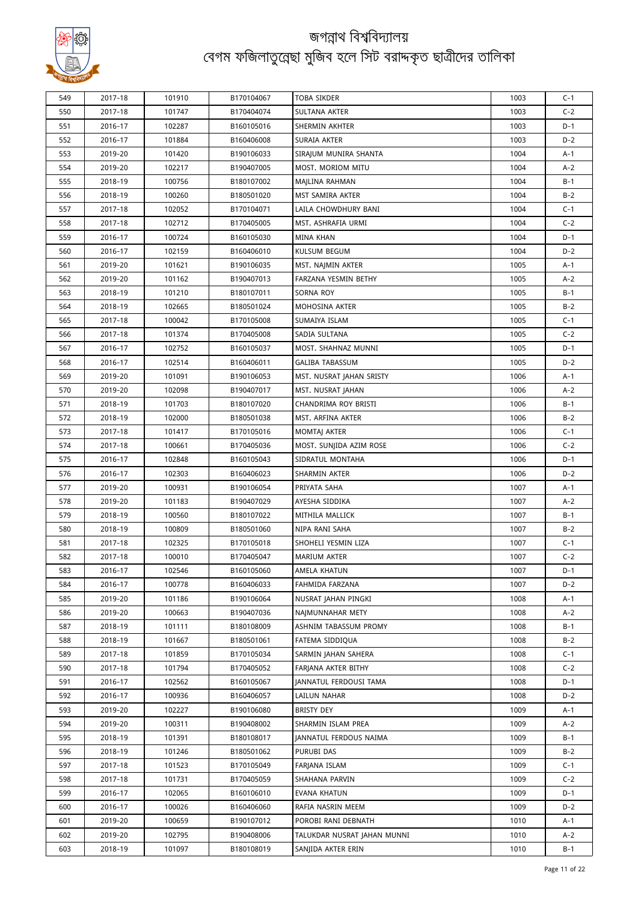# জগন্নাথ বিশ্ববিদ্যালয়
## বেগম ফজিলাতুন্নেছা মুজিব হলে সিট বরাদ্দকৃত ছাত্রীদের তালিকা

| | | | | | | |
|---|---|---|---|---|---|---|
| 549 | 2017-18 | 101910 | B170104067 | TOBA SIKDER | 1003 | C-1 |
| 550 | 2017-18 | 101747 | B170404074 | SULTANA AKTER | 1003 | C-2 |
| 551 | 2016-17 | 102287 | B160105016 | SHERMIN AKHTER | 1003 | D-1 |
| 552 | 2016-17 | 101884 | B160406008 | SURAIA AKTER | 1003 | D-2 |
| 553 | 2019-20 | 101420 | B190106033 | SIRAJUM MUNIRA SHANTA | 1004 | A-1 |
| 554 | 2019-20 | 102217 | B190407005 | MOST. MORIOM MITU | 1004 | A-2 |
| 555 | 2018-19 | 100756 | B180107002 | MAJLINA RAHMAN | 1004 | B-1 |
| 556 | 2018-19 | 100260 | B180501020 | MST SAMIRA AKTER | 1004 | B-2 |
| 557 | 2017-18 | 102052 | B170104071 | LAILA CHOWDHURY BANI | 1004 | C-1 |
| 558 | 2017-18 | 102712 | B170405005 | MST. ASHRAFIA URMI | 1004 | C-2 |
| 559 | 2016-17 | 100724 | B160105030 | MINA KHAN | 1004 | D-1 |
| 560 | 2016-17 | 102159 | B160406010 | KULSUM BEGUM | 1004 | D-2 |
| 561 | 2019-20 | 101621 | B190106035 | MST. NAJMIN AKTER | 1005 | A-1 |
| 562 | 2019-20 | 101162 | B190407013 | FARZANA YESMIN BETHY | 1005 | A-2 |
| 563 | 2018-19 | 101210 | B180107011 | SORNA ROY | 1005 | B-1 |
| 564 | 2018-19 | 102665 | B180501024 | MOHOSINA AKTER | 1005 | B-2 |
| 565 | 2017-18 | 100042 | B170105008 | SUMAIYA ISLAM | 1005 | C-1 |
| 566 | 2017-18 | 101374 | B170405008 | SADIA SULTANA | 1005 | C-2 |
| 567 | 2016-17 | 102752 | B160105037 | MOST. SHAHNAZ MUNNI | 1005 | D-1 |
| 568 | 2016-17 | 102514 | B160406011 | GALIBA TABASSUM | 1005 | D-2 |
| 569 | 2019-20 | 101091 | B190106053 | MST. NUSRAT JAHAN SRISTY | 1006 | A-1 |
| 570 | 2019-20 | 102098 | B190407017 | MST. NUSRAT JAHAN | 1006 | A-2 |
| 571 | 2018-19 | 101703 | B180107020 | CHANDRIMA ROY BRISTI | 1006 | B-1 |
| 572 | 2018-19 | 102000 | B180501038 | MST. ARFINA AKTER | 1006 | B-2 |
| 573 | 2017-18 | 101417 | B170105016 | MOMTAJ AKTER | 1006 | C-1 |
| 574 | 2017-18 | 100661 | B170405036 | MOST. SUNJIDA AZIM ROSE | 1006 | C-2 |
| 575 | 2016-17 | 102848 | B160105043 | SIDRATUL MONTAHA | 1006 | D-1 |
| 576 | 2016-17 | 102303 | B160406023 | SHARMIN AKTER | 1006 | D-2 |
| 577 | 2019-20 | 100931 | B190106054 | PRIYATA SAHA | 1007 | A-1 |
| 578 | 2019-20 | 101183 | B190407029 | AYESHA SIDDIKA | 1007 | A-2 |
| 579 | 2018-19 | 100560 | B180107022 | MITHILA MALLICK | 1007 | B-1 |
| 580 | 2018-19 | 100809 | B180501060 | NIPA RANI SAHA | 1007 | B-2 |
| 581 | 2017-18 | 102325 | B170105018 | SHOHELI YESMIN LIZA | 1007 | C-1 |
| 582 | 2017-18 | 100010 | B170405047 | MARIUM AKTER | 1007 | C-2 |
| 583 | 2016-17 | 102546 | B160105060 | AMELA KHATUN | 1007 | D-1 |
| 584 | 2016-17 | 100778 | B160406033 | FAHMIDA FARZANA | 1007 | D-2 |
| 585 | 2019-20 | 101186 | B190106064 | NUSRAT JAHAN PINGKI | 1008 | A-1 |
| 586 | 2019-20 | 100663 | B190407036 | NAJMUNNAHAR METY | 1008 | A-2 |
| 587 | 2018-19 | 101111 | B180108009 | ASHNIM TABASSUM PROMY | 1008 | B-1 |
| 588 | 2018-19 | 101667 | B180501061 | FATEMA SIDDIQUA | 1008 | B-2 |
| 589 | 2017-18 | 101859 | B170105034 | SARMIN JAHAN SAHERA | 1008 | C-1 |
| 590 | 2017-18 | 101794 | B170405052 | FARJANA AKTER BITHY | 1008 | C-2 |
| 591 | 2016-17 | 102562 | B160105067 | JANNATUL FERDOUSI TAMA | 1008 | D-1 |
| 592 | 2016-17 | 100936 | B160406057 | LAILUN NAHAR | 1008 | D-2 |
| 593 | 2019-20 | 102227 | B190106080 | BRISTY DEY | 1009 | A-1 |
| 594 | 2019-20 | 100311 | B190408002 | SHARMIN ISLAM PREA | 1009 | A-2 |
| 595 | 2018-19 | 101391 | B180108017 | JANNATUL FERDOUS NAIMA | 1009 | B-1 |
| 596 | 2018-19 | 101246 | B180501062 | PURUBI DAS | 1009 | B-2 |
| 597 | 2017-18 | 101523 | B170105049 | FARJANA ISLAM | 1009 | C-1 |
| 598 | 2017-18 | 101731 | B170405059 | SHAHANA PARVIN | 1009 | C-2 |
| 599 | 2016-17 | 102065 | B160106010 | EVANA KHATUN | 1009 | D-1 |
| 600 | 2016-17 | 100026 | B160406060 | RAFIA NASRIN MEEM | 1009 | D-2 |
| 601 | 2019-20 | 100659 | B190107012 | POROBI RANI DEBNATH | 1010 | A-1 |
| 602 | 2019-20 | 102795 | B190408006 | TALUKDAR NUSRAT JAHAN MUNNI | 1010 | A-2 |
| 603 | 2018-19 | 101097 | B180108019 | SANJIDA AKTER ERIN | 1010 | B-1 |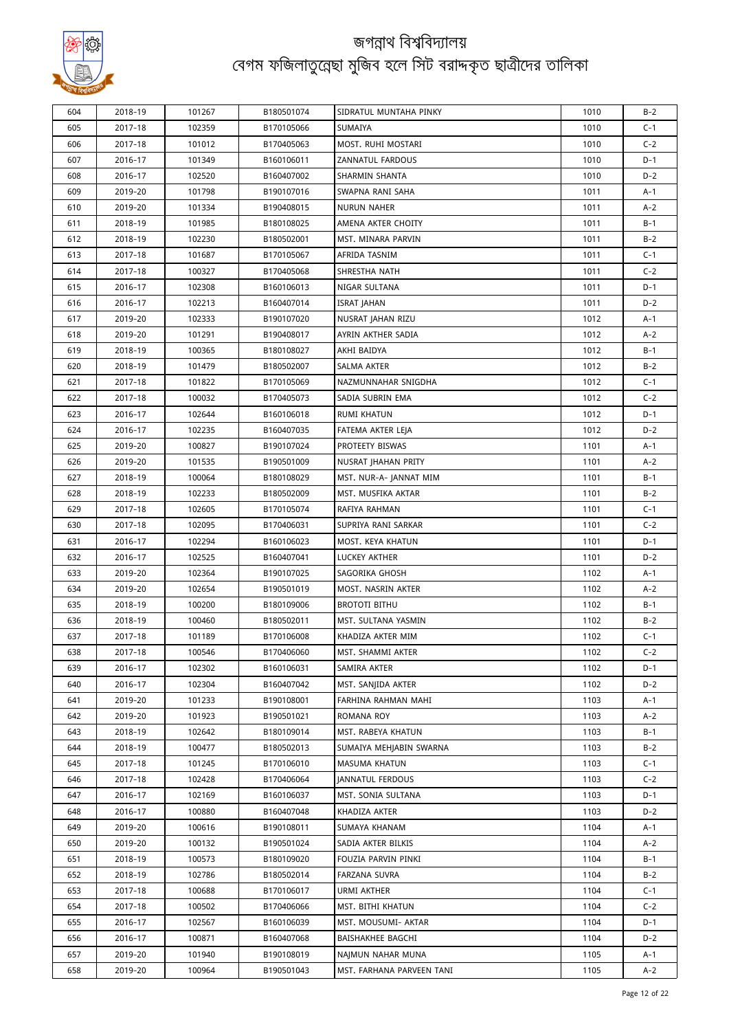# জগন্নাথ বিশ্ববিদ্যালয়

## বেগম ফজিলাতুন্নেছা মুজিব হলে সিট বরাদ্দকৃত ছাত্রীদের তালিকা

| | | | | | | |
|---|---|---|---|---|---|---|
| 604 | 2018-19 | 101267 | B180501074 | SIDRATUL MUNTAHA PINKY | 1010 | B-2 |
| 605 | 2017-18 | 102359 | B170105066 | SUMAIYA | 1010 | C-1 |
| 606 | 2017-18 | 101012 | B170405063 | MOST. RUHI MOSTARI | 1010 | C-2 |
| 607 | 2016-17 | 101349 | B160106011 | ZANNATUL FARDOUS | 1010 | D-1 |
| 608 | 2016-17 | 102520 | B160407002 | SHARMIN SHANTA | 1010 | D-2 |
| 609 | 2019-20 | 101798 | B190107016 | SWAPNA RANI SAHA | 1011 | A-1 |
| 610 | 2019-20 | 101334 | B190408015 | NURUN NAHER | 1011 | A-2 |
| 611 | 2018-19 | 101985 | B180108025 | AMENA AKTER CHOITY | 1011 | B-1 |
| 612 | 2018-19 | 102230 | B180502001 | MST. MINARA PARVIN | 1011 | B-2 |
| 613 | 2017-18 | 101687 | B170105067 | AFRIDA TASNIM | 1011 | C-1 |
| 614 | 2017-18 | 100327 | B170405068 | SHRESTHA NATH | 1011 | C-2 |
| 615 | 2016-17 | 102308 | B160106013 | NIGAR SULTANA | 1011 | D-1 |
| 616 | 2016-17 | 102213 | B160407014 | ISRAT JAHAN | 1011 | D-2 |
| 617 | 2019-20 | 102333 | B190107020 | NUSRAT JAHAN RIZU | 1012 | A-1 |
| 618 | 2019-20 | 101291 | B190408017 | AYRIN AKTHER SADIA | 1012 | A-2 |
| 619 | 2018-19 | 100365 | B180108027 | AKHI BAIDYA | 1012 | B-1 |
| 620 | 2018-19 | 101479 | B180502007 | SALMA AKTER | 1012 | B-2 |
| 621 | 2017-18 | 101822 | B170105069 | NAZMUNNAHAR SNIGDHA | 1012 | C-1 |
| 622 | 2017-18 | 100032 | B170405073 | SADIA SUBRIN EMA | 1012 | C-2 |
| 623 | 2016-17 | 102644 | B160106018 | RUMI KHATUN | 1012 | D-1 |
| 624 | 2016-17 | 102235 | B160407035 | FATEMA AKTER LEJA | 1012 | D-2 |
| 625 | 2019-20 | 100827 | B190107024 | PROTEETY BISWAS | 1101 | A-1 |
| 626 | 2019-20 | 101535 | B190501009 | NUSRAT JHAHAN PRITY | 1101 | A-2 |
| 627 | 2018-19 | 100064 | B180108029 | MST. NUR-A- JANNAT MIM | 1101 | B-1 |
| 628 | 2018-19 | 102233 | B180502009 | MST. MUSFIKA AKTAR | 1101 | B-2 |
| 629 | 2017-18 | 102605 | B170105074 | RAFIYA RAHMAN | 1101 | C-1 |
| 630 | 2017-18 | 102095 | B170406031 | SUPRIYA RANI SARKAR | 1101 | C-2 |
| 631 | 2016-17 | 102294 | B160106023 | MOST. KEYA KHATUN | 1101 | D-1 |
| 632 | 2016-17 | 102525 | B160407041 | LUCKEY AKTHER | 1101 | D-2 |
| 633 | 2019-20 | 102364 | B190107025 | SAGORIKA GHOSH | 1102 | A-1 |
| 634 | 2019-20 | 102654 | B190501019 | MOST. NASRIN AKTER | 1102 | A-2 |
| 635 | 2018-19 | 100200 | B180109006 | BROTOTI BITHU | 1102 | B-1 |
| 636 | 2018-19 | 100460 | B180502011 | MST. SULTANA YASMIN | 1102 | B-2 |
| 637 | 2017-18 | 101189 | B170106008 | KHADIZA AKTER MIM | 1102 | C-1 |
| 638 | 2017-18 | 100546 | B170406060 | MST. SHAMMI AKTER | 1102 | C-2 |
| 639 | 2016-17 | 102302 | B160106031 | SAMIRA AKTER | 1102 | D-1 |
| 640 | 2016-17 | 102304 | B160407042 | MST. SANJIDA AKTER | 1102 | D-2 |
| 641 | 2019-20 | 101233 | B190108001 | FARHINA RAHMAN MAHI | 1103 | A-1 |
| 642 | 2019-20 | 101923 | B190501021 | ROMANA ROY | 1103 | A-2 |
| 643 | 2018-19 | 102642 | B180109014 | MST. RABEYA KHATUN | 1103 | B-1 |
| 644 | 2018-19 | 100477 | B180502013 | SUMAIYA MEHJABIN SWARNA | 1103 | B-2 |
| 645 | 2017-18 | 101245 | B170106010 | MASUMA KHATUN | 1103 | C-1 |
| 646 | 2017-18 | 102428 | B170406064 | JANNATUL FERDOUS | 1103 | C-2 |
| 647 | 2016-17 | 102169 | B160106037 | MST. SONIA SULTANA | 1103 | D-1 |
| 648 | 2016-17 | 100880 | B160407048 | KHADIZA AKTER | 1103 | D-2 |
| 649 | 2019-20 | 100616 | B190108011 | SUMAYA KHANAM | 1104 | A-1 |
| 650 | 2019-20 | 100132 | B190501024 | SADIA AKTER BILKIS | 1104 | A-2 |
| 651 | 2018-19 | 100573 | B180109020 | FOUZIA PARVIN PINKI | 1104 | B-1 |
| 652 | 2018-19 | 102786 | B180502014 | FARZANA SUVRA | 1104 | B-2 |
| 653 | 2017-18 | 100688 | B170106017 | URMI AKTHER | 1104 | C-1 |
| 654 | 2017-18 | 100502 | B170406066 | MST. BITHI KHATUN | 1104 | C-2 |
| 655 | 2016-17 | 102567 | B160106039 | MST. MOUSUMI- AKTAR | 1104 | D-1 |
| 656 | 2016-17 | 100871 | B160407068 | BAISHAKHEE BAGCHI | 1104 | D-2 |
| 657 | 2019-20 | 101940 | B190108019 | NAJMUN NAHAR MUNA | 1105 | A-1 |
| 658 | 2019-20 | 100964 | B190501043 | MST. FARHANA PARVEEN TANI | 1105 | A-2 |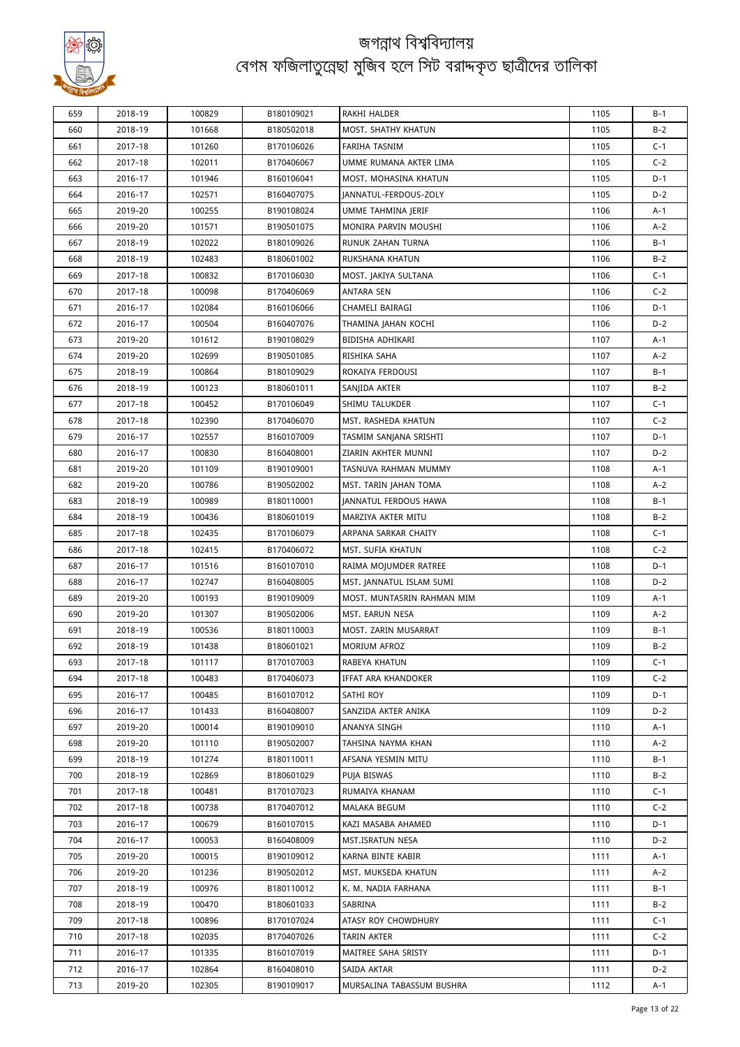# জগন্নাথ বিশ্ববিদ্যালয়
## বেগম ফজিলাতুন্নেছা মুজিব হলে সিট বরাদ্দকৃত ছাত্রীদের তালিকা

| | | | | | | |
|---|---|---|---|---|---|---|
| 659 | 2018-19 | 100829 | B180109021 | RAKHI HALDER | 1105 | B-1 |
| 660 | 2018-19 | 101668 | B180502018 | MOST. SHATHY KHATUN | 1105 | B-2 |
| 661 | 2017-18 | 101260 | B170106026 | FARIHA TASNIM | 1105 | C-1 |
| 662 | 2017-18 | 102011 | B170406067 | UMME RUMANA AKTER LIMA | 1105 | C-2 |
| 663 | 2016-17 | 101946 | B160106041 | MOST. MOHASINA KHATUN | 1105 | D-1 |
| 664 | 2016-17 | 102571 | B160407075 | JANNATUL-FERDOUS-ZOLY | 1105 | D-2 |
| 665 | 2019-20 | 100255 | B190108024 | UMME TAHMINA JERIF | 1106 | A-1 |
| 666 | 2019-20 | 101571 | B190501075 | MONIRA PARVIN MOUSHI | 1106 | A-2 |
| 667 | 2018-19 | 102022 | B180109026 | RUNUK ZAHAN TURNA | 1106 | B-1 |
| 668 | 2018-19 | 102483 | B180601002 | RUKSHANA KHATUN | 1106 | B-2 |
| 669 | 2017-18 | 100832 | B170106030 | MOST. JAKIYA SULTANA | 1106 | C-1 |
| 670 | 2017-18 | 100098 | B170406069 | ANTARA SEN | 1106 | C-2 |
| 671 | 2016-17 | 102084 | B160106066 | CHAMELI BAIRAGI | 1106 | D-1 |
| 672 | 2016-17 | 100504 | B160407076 | THAMINA JAHAN KOCHI | 1106 | D-2 |
| 673 | 2019-20 | 101612 | B190108029 | BIDISHA ADHIKARI | 1107 | A-1 |
| 674 | 2019-20 | 102699 | B190501085 | RISHIKA SAHA | 1107 | A-2 |
| 675 | 2018-19 | 100864 | B180109029 | ROKAIYA FERDOUSI | 1107 | B-1 |
| 676 | 2018-19 | 100123 | B180601011 | SANJIDA AKTER | 1107 | B-2 |
| 677 | 2017-18 | 100452 | B170106049 | SHIMU TALUKDER | 1107 | C-1 |
| 678 | 2017-18 | 102390 | B170406070 | MST. RASHEDA KHATUN | 1107 | C-2 |
| 679 | 2016-17 | 102557 | B160107009 | TASMIM SANJANA SRISHTI | 1107 | D-1 |
| 680 | 2016-17 | 100830 | B160408001 | ZIARIN AKHTER MUNNI | 1107 | D-2 |
| 681 | 2019-20 | 101109 | B190109001 | TASNUVA RAHMAN MUMMY | 1108 | A-1 |
| 682 | 2019-20 | 100786 | B190502002 | MST. TARIN JAHAN TOMA | 1108 | A-2 |
| 683 | 2018-19 | 100989 | B180110001 | JANNATUL FERDOUS HAWA | 1108 | B-1 |
| 684 | 2018-19 | 100436 | B180601019 | MARZIYA AKTER MITU | 1108 | B-2 |
| 685 | 2017-18 | 102435 | B170106079 | ARPANA SARKAR CHAITY | 1108 | C-1 |
| 686 | 2017-18 | 102415 | B170406072 | MST. SUFIA KHATUN | 1108 | C-2 |
| 687 | 2016-17 | 101516 | B160107010 | RAIMA MOJUMDER RATREE | 1108 | D-1 |
| 688 | 2016-17 | 102747 | B160408005 | MST. JANNATUL ISLAM SUMI | 1108 | D-2 |
| 689 | 2019-20 | 100193 | B190109009 | MOST. MUNTASRIN RAHMAN MIM | 1109 | A-1 |
| 690 | 2019-20 | 101307 | B190502006 | MST. EARUN NESA | 1109 | A-2 |
| 691 | 2018-19 | 100536 | B180110003 | MOST. ZARIN MUSARRAT | 1109 | B-1 |
| 692 | 2018-19 | 101438 | B180601021 | MORIUM AFROZ | 1109 | B-2 |
| 693 | 2017-18 | 101117 | B170107003 | RABEYA KHATUN | 1109 | C-1 |
| 694 | 2017-18 | 100483 | B170406073 | IFFAT ARA KHANDOKER | 1109 | C-2 |
| 695 | 2016-17 | 100485 | B160107012 | SATHI ROY | 1109 | D-1 |
| 696 | 2016-17 | 101433 | B160408007 | SANZIDA AKTER ANIKA | 1109 | D-2 |
| 697 | 2019-20 | 100014 | B190109010 | ANANYA SINGH | 1110 | A-1 |
| 698 | 2019-20 | 101110 | B190502007 | TAHSINA NAYMA KHAN | 1110 | A-2 |
| 699 | 2018-19 | 101274 | B180110011 | AFSANA YESMIN MITU | 1110 | B-1 |
| 700 | 2018-19 | 102869 | B180601029 | PUJA BISWAS | 1110 | B-2 |
| 701 | 2017-18 | 100481 | B170107023 | RUMAIYA KHANAM | 1110 | C-1 |
| 702 | 2017-18 | 100738 | B170407012 | MALAKA BEGUM | 1110 | C-2 |
| 703 | 2016-17 | 100679 | B160107015 | KAZI MASABA AHAMED | 1110 | D-1 |
| 704 | 2016-17 | 100053 | B160408009 | MST.ISRATUN NESA | 1110 | D-2 |
| 705 | 2019-20 | 100015 | B190109012 | KARNA BINTE KABIR | 1111 | A-1 |
| 706 | 2019-20 | 101236 | B190502012 | MST. MUKSEDA KHATUN | 1111 | A-2 |
| 707 | 2018-19 | 100976 | B180110012 | K. M. NADIA FARHANA | 1111 | B-1 |
| 708 | 2018-19 | 100470 | B180601033 | SABRINA | 1111 | B-2 |
| 709 | 2017-18 | 100896 | B170107024 | ATASY ROY CHOWDHURY | 1111 | C-1 |
| 710 | 2017-18 | 102035 | B170407026 | TARIN AKTER | 1111 | C-2 |
| 711 | 2016-17 | 101335 | B160107019 | MAITREE SAHA SRISTY | 1111 | D-1 |
| 712 | 2016-17 | 102864 | B160408010 | SAIDA AKTAR | 1111 | D-2 |
| 713 | 2019-20 | 102305 | B190109017 | MURSALINA TABASSUM BUSHRA | 1112 | A-1 |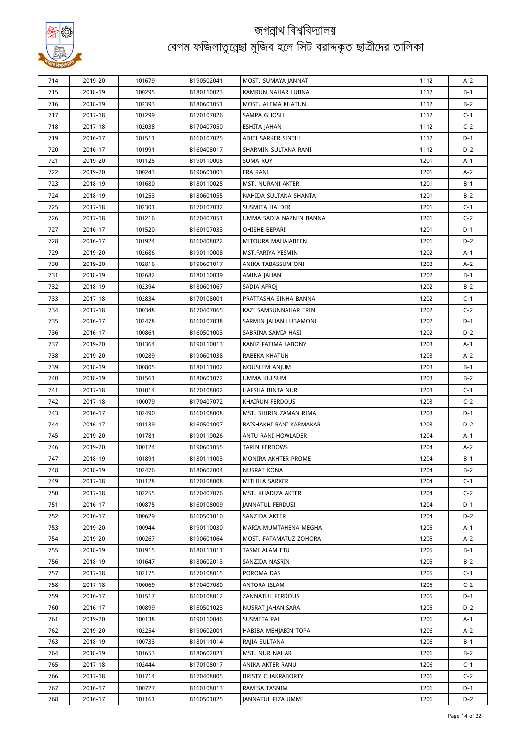# জগন্নাথ বিশ্ববিদ্যালয়
## বেগম ফজিলাতুন্নেছা মুজিব হলে সিট বরাদ্দকৃত ছাত্রীদের তালিকা

| | | | | | | |
|---|---|---|---|---|---|---|
| 714 | 2019-20 | 101679 | B190502041 | MOST. SUMAYA JANNAT | 1112 | A-2 |
| 715 | 2018-19 | 100295 | B180110023 | KAMRUN NAHAR LUBNA | 1112 | B-1 |
| 716 | 2018-19 | 102393 | B180601051 | MOST. ALEMA KHATUN | 1112 | B-2 |
| 717 | 2017-18 | 101299 | B170107026 | SAMPA GHOSH | 1112 | C-1 |
| 718 | 2017-18 | 102038 | B170407050 | ESHITA JAHAN | 1112 | C-2 |
| 719 | 2016-17 | 101511 | B160107025 | ADITI SARKER SINTHI | 1112 | D-1 |
| 720 | 2016-17 | 101991 | B160408017 | SHARMIN SULTANA RANI | 1112 | D-2 |
| 721 | 2019-20 | 101125 | B190110005 | SOMA ROY | 1201 | A-1 |
| 722 | 2019-20 | 100243 | B190601003 | ERA RANI | 1201 | A-2 |
| 723 | 2018-19 | 101680 | B180110025 | MST. NURANI AKTER | 1201 | B-1 |
| 724 | 2018-19 | 101253 | B180601055 | NAHIDA SULTANA SHANTA | 1201 | B-2 |
| 725 | 2017-18 | 102301 | B170107032 | SUSMITA HALDER | 1201 | C-1 |
| 726 | 2017-18 | 101216 | B170407051 | UMMA SADIA NAZNIN BANNA | 1201 | C-2 |
| 727 | 2016-17 | 101520 | B160107033 | OHISHE BEPARI | 1201 | D-1 |
| 728 | 2016-17 | 101924 | B160408022 | MITOURA MAHAJABEEN | 1201 | D-2 |
| 729 | 2019-20 | 102686 | B190110008 | MST.FARIYA YESMIN | 1202 | A-1 |
| 730 | 2019-20 | 102816 | B190601017 | ANIKA TABASSUM ONI | 1202 | A-2 |
| 731 | 2018-19 | 102682 | B180110039 | AMINA JAHAN | 1202 | B-1 |
| 732 | 2018-19 | 102394 | B180601067 | SADIA AFROJ | 1202 | B-2 |
| 733 | 2017-18 | 102834 | B170108001 | PRATTASHA SINHA BANNA | 1202 | C-1 |
| 734 | 2017-18 | 100348 | B170407065 | KAZI SAMSUNNAHAR ERIN | 1202 | C-2 |
| 735 | 2016-17 | 102478 | B160107038 | SARMIN JAHAN LUBAMONI | 1202 | D-1 |
| 736 | 2016-17 | 100861 | B160501003 | SABRINA SAMIA HASI | 1202 | D-2 |
| 737 | 2019-20 | 101364 | B190110013 | KANIZ FATIMA LABONY | 1203 | A-1 |
| 738 | 2019-20 | 100289 | B190601038 | RABEKA KHATUN | 1203 | A-2 |
| 739 | 2018-19 | 100805 | B180111002 | NOUSHIM ANJUM | 1203 | B-1 |
| 740 | 2018-19 | 101561 | B180601072 | UMMA KULSUM | 1203 | B-2 |
| 741 | 2017-18 | 101014 | B170108002 | HAFSHA BINTA NUR | 1203 | C-1 |
| 742 | 2017-18 | 100079 | B170407072 | KHAIRUN FERDOUS | 1203 | C-2 |
| 743 | 2016-17 | 102490 | B160108008 | MST. SHIRIN ZAMAN RIMA | 1203 | D-1 |
| 744 | 2016-17 | 101139 | B160501007 | BAISHAKHI RANI KARMAKAR | 1203 | D-2 |
| 745 | 2019-20 | 101781 | B190110026 | ANTU RANI HOWLADER | 1204 | A-1 |
| 746 | 2019-20 | 100124 | B190601055 | TARIN FERDOWS | 1204 | A-2 |
| 747 | 2018-19 | 101891 | B180111003 | MONIRA AKHTER PROME | 1204 | B-1 |
| 748 | 2018-19 | 102476 | B180602004 | NUSRAT KONA | 1204 | B-2 |
| 749 | 2017-18 | 101128 | B170108008 | MITHILA SARKER | 1204 | C-1 |
| 750 | 2017-18 | 102255 | B170407076 | MST. KHADIZA AKTER | 1204 | C-2 |
| 751 | 2016-17 | 100875 | B160108009 | JANNATUL FERDUSI | 1204 | D-1 |
| 752 | 2016-17 | 100629 | B160501010 | SANZIDA AKTER | 1204 | D-2 |
| 753 | 2019-20 | 100944 | B190110030 | MARIA MUMTAHENA MEGHA | 1205 | A-1 |
| 754 | 2019-20 | 100267 | B190601064 | MOST. FATAMATUZ ZOHORA | 1205 | A-2 |
| 755 | 2018-19 | 101915 | B180111011 | TASMI ALAM ETU | 1205 | B-1 |
| 756 | 2018-19 | 101647 | B180602013 | SANZIDA NASRIN | 1205 | B-2 |
| 757 | 2017-18 | 102175 | B170108015 | POROMA DAS | 1205 | C-1 |
| 758 | 2017-18 | 100069 | B170407080 | ANTORA ISLAM | 1205 | C-2 |
| 759 | 2016-17 | 101517 | B160108012 | ZANNATUL FERDOUS | 1205 | D-1 |
| 760 | 2016-17 | 100899 | B160501023 | NUSRAT JAHAN SARA | 1205 | D-2 |
| 761 | 2019-20 | 100138 | B190110046 | SUSMETA PAL | 1206 | A-1 |
| 762 | 2019-20 | 102254 | B190602001 | HABIBA MEHJABIN TOPA | 1206 | A-2 |
| 763 | 2018-19 | 100733 | B180111014 | RAJIA SULTANA | 1206 | B-1 |
| 764 | 2018-19 | 101653 | B180602021 | MST. NUR NAHAR | 1206 | B-2 |
| 765 | 2017-18 | 102444 | B170108017 | ANIKA AKTER RANU | 1206 | C-1 |
| 766 | 2017-18 | 101714 | B170408005 | BRISTY CHAKRABORTY | 1206 | C-2 |
| 767 | 2016-17 | 100727 | B160108013 | RAMISA TASNIM | 1206 | D-1 |
| 768 | 2016-17 | 101161 | B160501025 | JANNATUL FIZA UMMI | 1206 | D-2 |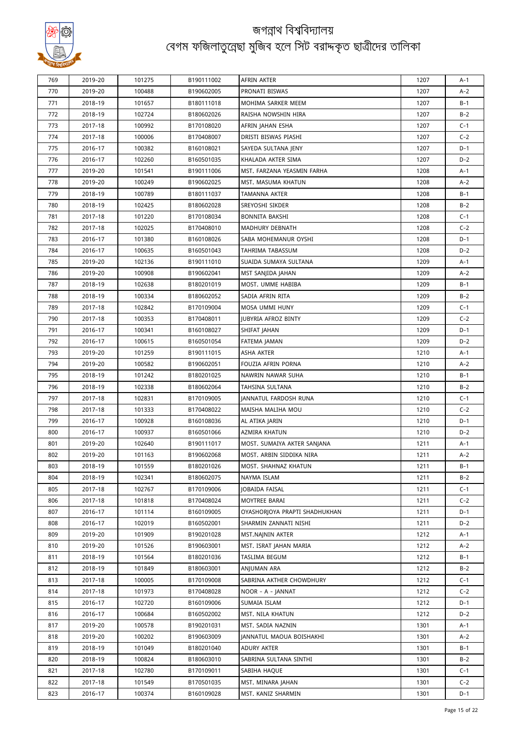# জগন্নাথ বিশ্ববিদ্যালয়
## বেগম ফজিলাতুন্নেছা মুজিব হলে সিট বরাদ্দকৃত ছাত্রীদের তালিকা

| | | | | | | |
|---|---|---|---|---|---|---|
| 769 | 2019-20 | 101275 | B190111002 | AFRIN AKTER | 1207 | A-1 |
| 770 | 2019-20 | 100488 | B190602005 | PRONATI BISWAS | 1207 | A-2 |
| 771 | 2018-19 | 101657 | B180111018 | MOHIMA SARKER MEEM | 1207 | B-1 |
| 772 | 2018-19 | 102724 | B180602026 | RAISHA NOWSHIN HIRA | 1207 | B-2 |
| 773 | 2017-18 | 100992 | B170108020 | AFRIN JAHAN ESHA | 1207 | C-1 |
| 774 | 2017-18 | 100006 | B170408007 | DRISTI BISWAS PIASHI | 1207 | C-2 |
| 775 | 2016-17 | 100382 | B160108021 | SAYEDA SULTANA JENY | 1207 | D-1 |
| 776 | 2016-17 | 102260 | B160501035 | KHALADA AKTER SIMA | 1207 | D-2 |
| 777 | 2019-20 | 101541 | B190111006 | MST. FARZANA YEASMIN FARHA | 1208 | A-1 |
| 778 | 2019-20 | 100249 | B190602025 | MST. MASUMA KHATUN | 1208 | A-2 |
| 779 | 2018-19 | 100789 | B180111037 | TAMANNA AKTER | 1208 | B-1 |
| 780 | 2018-19 | 102425 | B180602028 | SREYOSHI SIKDER | 1208 | B-2 |
| 781 | 2017-18 | 101220 | B170108034 | BONNITA BAKSHI | 1208 | C-1 |
| 782 | 2017-18 | 102025 | B170408010 | MADHURY DEBNATH | 1208 | C-2 |
| 783 | 2016-17 | 101380 | B160108026 | SABA MOHEMANUR OYSHI | 1208 | D-1 |
| 784 | 2016-17 | 100635 | B160501043 | TAHRIMA TABASSUM | 1208 | D-2 |
| 785 | 2019-20 | 102136 | B190111010 | SUAIDA SUMAYA SULTANA | 1209 | A-1 |
| 786 | 2019-20 | 100908 | B190602041 | MST SANJIDA JAHAN | 1209 | A-2 |
| 787 | 2018-19 | 102638 | B180201019 | MOST. UMME HABIBA | 1209 | B-1 |
| 788 | 2018-19 | 100334 | B180602052 | SADIA AFRIN RITA | 1209 | B-2 |
| 789 | 2017-18 | 102842 | B170109004 | MOSA UMMI HUNY | 1209 | C-1 |
| 790 | 2017-18 | 100353 | B170408011 | JUBYRIA AFROZ BINTY | 1209 | C-2 |
| 791 | 2016-17 | 100341 | B160108027 | SHIFAT JAHAN | 1209 | D-1 |
| 792 | 2016-17 | 100615 | B160501054 | FATEMA JAMAN | 1209 | D-2 |
| 793 | 2019-20 | 101259 | B190111015 | ASHA AKTER | 1210 | A-1 |
| 794 | 2019-20 | 100582 | B190602051 | FOUZIA AFRIN PORNA | 1210 | A-2 |
| 795 | 2018-19 | 101242 | B180201025 | NAWRIN NAWAR SUHA | 1210 | B-1 |
| 796 | 2018-19 | 102338 | B180602064 | TAHSINA SULTANA | 1210 | B-2 |
| 797 | 2017-18 | 102831 | B170109005 | JANNATUL FARDOSH RUNA | 1210 | C-1 |
| 798 | 2017-18 | 101333 | B170408022 | MAISHA MALIHA MOU | 1210 | C-2 |
| 799 | 2016-17 | 100928 | B160108036 | AL ATIKA JARIN | 1210 | D-1 |
| 800 | 2016-17 | 100937 | B160501066 | AZMIRA KHATUN | 1210 | D-2 |
| 801 | 2019-20 | 102640 | B190111017 | MOST. SUMAIYA AKTER SANJANA | 1211 | A-1 |
| 802 | 2019-20 | 101163 | B190602068 | MOST. ARBIN SIDDIKA NIRA | 1211 | A-2 |
| 803 | 2018-19 | 101559 | B180201026 | MOST. SHAHNAZ KHATUN | 1211 | B-1 |
| 804 | 2018-19 | 102341 | B180602075 | NAYMA ISLAM | 1211 | B-2 |
| 805 | 2017-18 | 102767 | B170109006 | JOBAIDA FAISAL | 1211 | C-1 |
| 806 | 2017-18 | 101818 | B170408024 | MOYTREE BARAI | 1211 | C-2 |
| 807 | 2016-17 | 101114 | B160109005 | OYASHORJOYA PRAPTI SHADHUKHAN | 1211 | D-1 |
| 808 | 2016-17 | 102019 | B160502001 | SHARMIN ZANNATI NISHI | 1211 | D-2 |
| 809 | 2019-20 | 101909 | B190201028 | MST.NAJNIN AKTER | 1212 | A-1 |
| 810 | 2019-20 | 101526 | B190603001 | MST. ISRAT JAHAN MARIA | 1212 | A-2 |
| 811 | 2018-19 | 101564 | B180201036 | TASLIMA BEGUM | 1212 | B-1 |
| 812 | 2018-19 | 101849 | B180603001 | ANJUMAN ARA | 1212 | B-2 |
| 813 | 2017-18 | 100005 | B170109008 | SABRINA AKTHER CHOWDHURY | 1212 | C-1 |
| 814 | 2017-18 | 101973 | B170408028 | NOOR - A - JANNAT | 1212 | C-2 |
| 815 | 2016-17 | 102720 | B160109006 | SUMAIA ISLAM | 1212 | D-1 |
| 816 | 2016-17 | 100684 | B160502002 | MST. NILA KHATUN | 1212 | D-2 |
| 817 | 2019-20 | 100578 | B190201031 | MST. SADIA NAZNIN | 1301 | A-1 |
| 818 | 2019-20 | 100202 | B190603009 | JANNATUL MAOUA BOISHAKHI | 1301 | A-2 |
| 819 | 2018-19 | 101049 | B180201040 | ADURY AKTER | 1301 | B-1 |
| 820 | 2018-19 | 100824 | B180603010 | SABRINA SULTANA SINTHI | 1301 | B-2 |
| 821 | 2017-18 | 102780 | B170109011 | SABIHA HAQUE | 1301 | C-1 |
| 822 | 2017-18 | 101549 | B170501035 | MST. MINARA JAHAN | 1301 | C-2 |
| 823 | 2016-17 | 100374 | B160109028 | MST. KANIZ SHARMIN | 1301 | D-1 |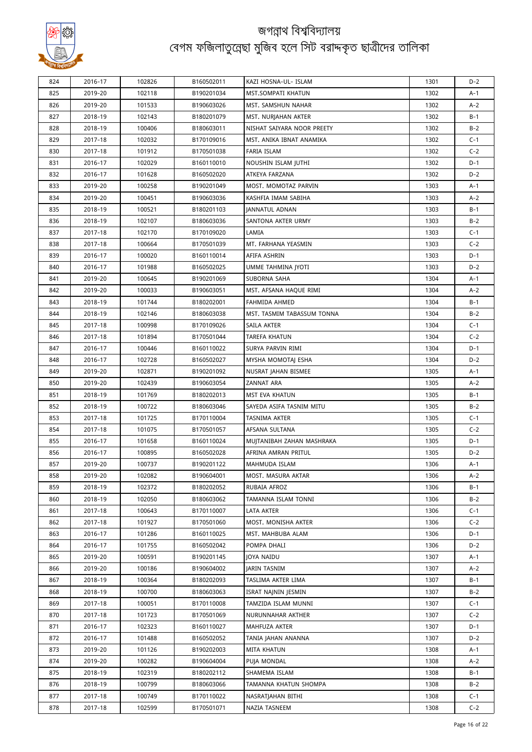# জগন্নাথ বিশ্ববিদ্যালয়
## বেগম ফজিলাতুন্নেছা মুজিব হলে সিট বরাদ্দকৃত ছাত্রীদের তালিকা

| | | | | | | |
|---|---|---|---|---|---|---|
| 824 | 2016-17 | 102826 | B160502011 | KAZI HOSNA-UL- ISLAM | 1301 | D-2 |
| 825 | 2019-20 | 102118 | B190201034 | MST.SOMPATI KHATUN | 1302 | A-1 |
| 826 | 2019-20 | 101533 | B190603026 | MST. SAMSHUN NAHAR | 1302 | A-2 |
| 827 | 2018-19 | 102143 | B180201079 | MST. NURJAHAN AKTER | 1302 | B-1 |
| 828 | 2018-19 | 100406 | B180603011 | NISHAT SAIYARA NOOR PREETY | 1302 | B-2 |
| 829 | 2017-18 | 102032 | B170109016 | MST. ANIKA IBNAT ANAMIKA | 1302 | C-1 |
| 830 | 2017-18 | 101912 | B170501038 | FARIA ISLAM | 1302 | C-2 |
| 831 | 2016-17 | 102029 | B160110010 | NOUSHIN ISLAM JUTHI | 1302 | D-1 |
| 832 | 2016-17 | 101628 | B160502020 | ATKEYA FARZANA | 1302 | D-2 |
| 833 | 2019-20 | 100258 | B190201049 | MOST. MOMOTAZ PARVIN | 1303 | A-1 |
| 834 | 2019-20 | 100451 | B190603036 | KASHFIA IMAM SABIHA | 1303 | A-2 |
| 835 | 2018-19 | 100521 | B180201103 | JANNATUL ADNAN | 1303 | B-1 |
| 836 | 2018-19 | 102107 | B180603036 | SANTONA AKTER URMY | 1303 | B-2 |
| 837 | 2017-18 | 102170 | B170109020 | LAMIA | 1303 | C-1 |
| 838 | 2017-18 | 100664 | B170501039 | MT. FARHANA YEASMIN | 1303 | C-2 |
| 839 | 2016-17 | 100020 | B160110014 | AFIFA ASHRIN | 1303 | D-1 |
| 840 | 2016-17 | 101988 | B160502025 | UMME TAHMINA JYOTI | 1303 | D-2 |
| 841 | 2019-20 | 100645 | B190201069 | SUBORNA SAHA | 1304 | A-1 |
| 842 | 2019-20 | 100033 | B190603051 | MST. AFSANA HAQUE RIMI | 1304 | A-2 |
| 843 | 2018-19 | 101744 | B180202001 | FAHMIDA AHMED | 1304 | B-1 |
| 844 | 2018-19 | 102146 | B180603038 | MST. TASMIM TABASSUM TONNA | 1304 | B-2 |
| 845 | 2017-18 | 100998 | B170109026 | SAILA AKTER | 1304 | C-1 |
| 846 | 2017-18 | 101894 | B170501044 | TAREFA KHATUN | 1304 | C-2 |
| 847 | 2016-17 | 100446 | B160110022 | SURYA PARVIN RIMI | 1304 | D-1 |
| 848 | 2016-17 | 102728 | B160502027 | MYSHA MOMOTAJ ESHA | 1304 | D-2 |
| 849 | 2019-20 | 102871 | B190201092 | NUSRAT JAHAN BISMEE | 1305 | A-1 |
| 850 | 2019-20 | 102439 | B190603054 | ZANNAT ARA | 1305 | A-2 |
| 851 | 2018-19 | 101769 | B180202013 | MST EVA KHATUN | 1305 | B-1 |
| 852 | 2018-19 | 100722 | B180603046 | SAYEDA ASIFA TASNIM MITU | 1305 | B-2 |
| 853 | 2017-18 | 101725 | B170110004 | TASNIMA AKTER | 1305 | C-1 |
| 854 | 2017-18 | 101075 | B170501057 | AFSANA SULTANA | 1305 | C-2 |
| 855 | 2016-17 | 101658 | B160110024 | MUJTANIBAH ZAHAN MASHRAKA | 1305 | D-1 |
| 856 | 2016-17 | 100895 | B160502028 | AFRINA AMRAN PRITUL | 1305 | D-2 |
| 857 | 2019-20 | 100737 | B190201122 | MAHMUDA ISLAM | 1306 | A-1 |
| 858 | 2019-20 | 102082 | B190604001 | MOST. MASURA AKTAR | 1306 | A-2 |
| 859 | 2018-19 | 102372 | B180202052 | RUBAIA AFROZ | 1306 | B-1 |
| 860 | 2018-19 | 102050 | B180603062 | TAMANNA ISLAM TONNI | 1306 | B-2 |
| 861 | 2017-18 | 100643 | B170110007 | LATA AKTER | 1306 | C-1 |
| 862 | 2017-18 | 101927 | B170501060 | MOST. MONISHA AKTER | 1306 | C-2 |
| 863 | 2016-17 | 101286 | B160110025 | MST. MAHBUBA ALAM | 1306 | D-1 |
| 864 | 2016-17 | 101755 | B160502042 | POMPA DHALI | 1306 | D-2 |
| 865 | 2019-20 | 100591 | B190201145 | JOYA NAIDU | 1307 | A-1 |
| 866 | 2019-20 | 100186 | B190604002 | JARIN TASNIM | 1307 | A-2 |
| 867 | 2018-19 | 100364 | B180202093 | TASLIMA AKTER LIMA | 1307 | B-1 |
| 868 | 2018-19 | 100700 | B180603063 | ISRAT NAJNIN JESMIN | 1307 | B-2 |
| 869 | 2017-18 | 100051 | B170110008 | TAMZIDA ISLAM MUNNI | 1307 | C-1 |
| 870 | 2017-18 | 101723 | B170501069 | NURUNNAHAR AKTHER | 1307 | C-2 |
| 871 | 2016-17 | 102323 | B160110027 | MAHFUZA AKTER | 1307 | D-1 |
| 872 | 2016-17 | 101488 | B160502052 | TANIA JAHAN ANANNA | 1307 | D-2 |
| 873 | 2019-20 | 101126 | B190202003 | MITA KHATUN | 1308 | A-1 |
| 874 | 2019-20 | 100282 | B190604004 | PUJA MONDAL | 1308 | A-2 |
| 875 | 2018-19 | 102319 | B180202112 | SHAMEMA ISLAM | 1308 | B-1 |
| 876 | 2018-19 | 100799 | B180603066 | TAMANNA KHATUN SHOMPA | 1308 | B-2 |
| 877 | 2017-18 | 100749 | B170110022 | NASRATJAHAN BITHI | 1308 | C-1 |
| 878 | 2017-18 | 102599 | B170501071 | NAZIA TASNEEM | 1308 | C-2 |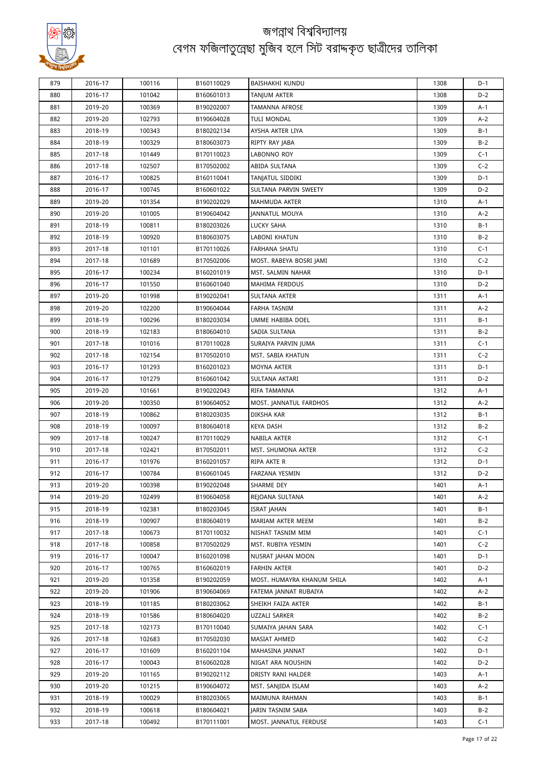# জগন্নাথ বিশ্ববিদ্যালয়

## বেগম ফজিলাতুন্নেছা মুজিব হলে সিট বরাদ্দকৃত ছাত্রীদের তালিকা

| | | | | | | |
|---|---|---|---|---|---|---|
| 879 | 2016-17 | 100116 | B160110029 | BAISHAKHI KUNDU | 1308 | D-1 |
| 880 | 2016-17 | 101042 | B160601013 | TANJUM AKTER | 1308 | D-2 |
| 881 | 2019-20 | 100369 | B190202007 | TAMANNA AFROSE | 1309 | A-1 |
| 882 | 2019-20 | 102793 | B190604028 | TULI MONDAL | 1309 | A-2 |
| 883 | 2018-19 | 100343 | B180202134 | AYSHA AKTER LIYA | 1309 | B-1 |
| 884 | 2018-19 | 100329 | B180603073 | RIPTY RAY JABA | 1309 | B-2 |
| 885 | 2017-18 | 101449 | B170110023 | LABONNO ROY | 1309 | C-1 |
| 886 | 2017-18 | 102507 | B170502002 | ABIDA SULTANA | 1309 | C-2 |
| 887 | 2016-17 | 100825 | B160110041 | TANJATUL SIDDIKI | 1309 | D-1 |
| 888 | 2016-17 | 100745 | B160601022 | SULTANA PARVIN SWEETY | 1309 | D-2 |
| 889 | 2019-20 | 101354 | B190202029 | MAHMUDA AKTER | 1310 | A-1 |
| 890 | 2019-20 | 101005 | B190604042 | JANNATUL MOUYA | 1310 | A-2 |
| 891 | 2018-19 | 100811 | B180203026 | LUCKY SAHA | 1310 | B-1 |
| 892 | 2018-19 | 100920 | B180603075 | LABONI KHATUN | 1310 | B-2 |
| 893 | 2017-18 | 101101 | B170110026 | FARHANA SHATU | 1310 | C-1 |
| 894 | 2017-18 | 101689 | B170502006 | MOST. RABEYA BOSRI JAMI | 1310 | C-2 |
| 895 | 2016-17 | 100234 | B160201019 | MST. SALMIN NAHAR | 1310 | D-1 |
| 896 | 2016-17 | 101550 | B160601040 | MAHIMA FERDOUS | 1310 | D-2 |
| 897 | 2019-20 | 101998 | B190202041 | SULTANA AKTER | 1311 | A-1 |
| 898 | 2019-20 | 102200 | B190604044 | FARHA TASNIM | 1311 | A-2 |
| 899 | 2018-19 | 100296 | B180203034 | UMME HABIBA DOEL | 1311 | B-1 |
| 900 | 2018-19 | 102183 | B180604010 | SADIA SULTANA | 1311 | B-2 |
| 901 | 2017-18 | 101016 | B170110028 | SURAIYA PARVIN JUMA | 1311 | C-1 |
| 902 | 2017-18 | 102154 | B170502010 | MST. SABIA KHATUN | 1311 | C-2 |
| 903 | 2016-17 | 101293 | B160201023 | MOYNA AKTER | 1311 | D-1 |
| 904 | 2016-17 | 101279 | B160601042 | SULTANA AKTARI | 1311 | D-2 |
| 905 | 2019-20 | 101661 | B190202043 | RIFA TAMANNA | 1312 | A-1 |
| 906 | 2019-20 | 100350 | B190604052 | MOST. JANNATUL FARDHOS | 1312 | A-2 |
| 907 | 2018-19 | 100862 | B180203035 | DIKSHA KAR | 1312 | B-1 |
| 908 | 2018-19 | 100097 | B180604018 | KEYA DASH | 1312 | B-2 |
| 909 | 2017-18 | 100247 | B170110029 | NABILA AKTER | 1312 | C-1 |
| 910 | 2017-18 | 102421 | B170502011 | MST. SHUMONA AKTER | 1312 | C-2 |
| 911 | 2016-17 | 101976 | B160201057 | RIPA AKTE R | 1312 | D-1 |
| 912 | 2016-17 | 100784 | B160601045 | FARZANA YESMIN | 1312 | D-2 |
| 913 | 2019-20 | 100398 | B190202048 | SHARME DEY | 1401 | A-1 |
| 914 | 2019-20 | 102499 | B190604058 | REJOANA SULTANA | 1401 | A-2 |
| 915 | 2018-19 | 102381 | B180203045 | ISRAT JAHAN | 1401 | B-1 |
| 916 | 2018-19 | 100907 | B180604019 | MARIAM AKTER MEEM | 1401 | B-2 |
| 917 | 2017-18 | 100673 | B170110032 | NISHAT TASNIM MIM | 1401 | C-1 |
| 918 | 2017-18 | 100858 | B170502029 | MST. RUBIYA YESMIN | 1401 | C-2 |
| 919 | 2016-17 | 100047 | B160201098 | NUSRAT JAHAN MOON | 1401 | D-1 |
| 920 | 2016-17 | 100765 | B160602019 | FARHIN AKTER | 1401 | D-2 |
| 921 | 2019-20 | 101358 | B190202059 | MOST. HUMAYRA KHANUM SHILA | 1402 | A-1 |
| 922 | 2019-20 | 101906 | B190604069 | FATEMA JANNAT RUBAIYA | 1402 | A-2 |
| 923 | 2018-19 | 101185 | B180203062 | SHEIKH FAIZA AKTER | 1402 | B-1 |
| 924 | 2018-19 | 101586 | B180604020 | UZZALI SARKER | 1402 | B-2 |
| 925 | 2017-18 | 102173 | B170110040 | SUMAIYA JAHAN SARA | 1402 | C-1 |
| 926 | 2017-18 | 102683 | B170502030 | MASIAT AHMED | 1402 | C-2 |
| 927 | 2016-17 | 101609 | B160201104 | MAHASINA JANNAT | 1402 | D-1 |
| 928 | 2016-17 | 100043 | B160602028 | NIGAT ARA NOUSHIN | 1402 | D-2 |
| 929 | 2019-20 | 101165 | B190202112 | DRISTY RANI HALDER | 1403 | A-1 |
| 930 | 2019-20 | 101215 | B190604072 | MST. SANJIDA ISLAM | 1403 | A-2 |
| 931 | 2018-19 | 100029 | B180203065 | MAIMUNA RAHMAN | 1403 | B-1 |
| 932 | 2018-19 | 100618 | B180604021 | JARIN TASNIM SABA | 1403 | B-2 |
| 933 | 2017-18 | 100492 | B170111001 | MOST. JANNATUL FERDUSE | 1403 | C-1 |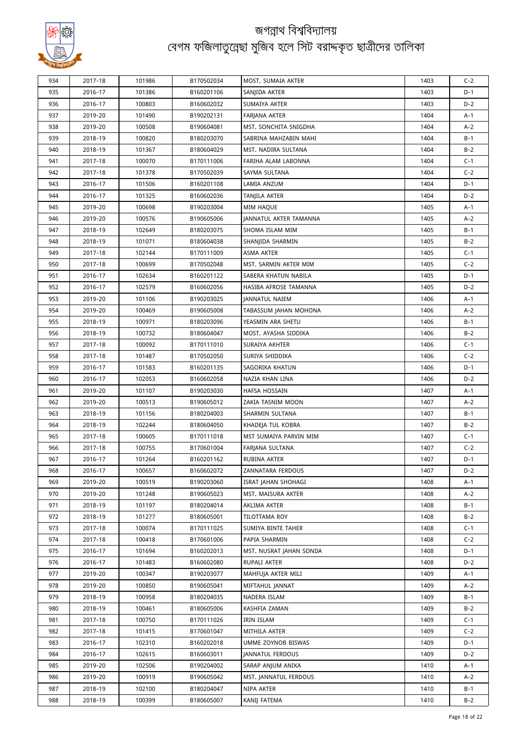# জগন্নাথ বিশ্ববিদ্যালয়
## বেগম ফজিলাতুন্নেছা মুজিব হলে সিট বরাদ্দকৃত ছাত্রীদের তালিকা

| | | | | | | |
|---|---|---|---|---|---|---|
| 934 | 2017-18 | 101986 | B170502034 | MOST. SUMAIA AKTER | 1403 | C-2 |
| 935 | 2016-17 | 101386 | B160201106 | SANJIDA AKTER | 1403 | D-1 |
| 936 | 2016-17 | 100803 | B160602032 | SUMAIYA AKTER | 1403 | D-2 |
| 937 | 2019-20 | 101490 | B190202131 | FARJANA AKTER | 1404 | A-1 |
| 938 | 2019-20 | 100508 | B190604081 | MST. SONCHITA SNIGDHA | 1404 | A-2 |
| 939 | 2018-19 | 100820 | B180203070 | SABRINA MAHZABIN MAHI | 1404 | B-1 |
| 940 | 2018-19 | 101367 | B180604029 | MST. NADIRA SULTANA | 1404 | B-2 |
| 941 | 2017-18 | 100070 | B170111006 | FARIHA ALAM LABONNA | 1404 | C-1 |
| 942 | 2017-18 | 101378 | B170502039 | SAYMA SULTANA | 1404 | C-2 |
| 943 | 2016-17 | 101506 | B160201108 | LAMIA ANZUM | 1404 | D-1 |
| 944 | 2016-17 | 101325 | B160602036 | TANJILA AKTER | 1404 | D-2 |
| 945 | 2019-20 | 100698 | B190203004 | MIM HAQUE | 1405 | A-1 |
| 946 | 2019-20 | 100576 | B190605006 | JANNATUL AKTER TAMANNA | 1405 | A-2 |
| 947 | 2018-19 | 102649 | B180203075 | SHOMA ISLAM MIM | 1405 | B-1 |
| 948 | 2018-19 | 101071 | B180604038 | SHANJIDA SHARMIN | 1405 | B-2 |
| 949 | 2017-18 | 102144 | B170111009 | ASMA AKTER | 1405 | C-1 |
| 950 | 2017-18 | 100699 | B170502048 | MST. SARMIN AKTER MIM | 1405 | C-2 |
| 951 | 2016-17 | 102634 | B160201122 | SABERA KHATUN NABILA | 1405 | D-1 |
| 952 | 2016-17 | 102579 | B160602056 | HASIBA AFROSE TAMANNA | 1405 | D-2 |
| 953 | 2019-20 | 101106 | B190203025 | JANNATUL NAIEM | 1406 | A-1 |
| 954 | 2019-20 | 100469 | B190605008 | TABASSUM JAHAN MOHONA | 1406 | A-2 |
| 955 | 2018-19 | 100971 | B180203096 | YEASMIN ARA SHETU | 1406 | B-1 |
| 956 | 2018-19 | 100732 | B180604047 | MOST. AYASHA SIDDIKA | 1406 | B-2 |
| 957 | 2017-18 | 100092 | B170111010 | SURAIYA AKHTER | 1406 | C-1 |
| 958 | 2017-18 | 101487 | B170502050 | SURIYA SHIDDIKA | 1406 | C-2 |
| 959 | 2016-17 | 101583 | B160201135 | SAGORIKA KHATUN | 1406 | D-1 |
| 960 | 2016-17 | 102053 | B160602058 | NAZIA KHAN LINA | 1406 | D-2 |
| 961 | 2019-20 | 101107 | B190203030 | HAFSA HOSSAIN | 1407 | A-1 |
| 962 | 2019-20 | 100513 | B190605012 | ZAKIA TASNIM MOON | 1407 | A-2 |
| 963 | 2018-19 | 101156 | B180204003 | SHARMIN SULTANA | 1407 | B-1 |
| 964 | 2018-19 | 102244 | B180604050 | KHADEJA TUL KOBRA | 1407 | B-2 |
| 965 | 2017-18 | 100605 | B170111018 | MST SUMAIYA PARVIN MIM | 1407 | C-1 |
| 966 | 2017-18 | 100755 | B170601004 | FARJANA SULTANA | 1407 | C-2 |
| 967 | 2016-17 | 101264 | B160201162 | RUBINA AKTER | 1407 | D-1 |
| 968 | 2016-17 | 100657 | B160602072 | ZANNATARA FERDOUS | 1407 | D-2 |
| 969 | 2019-20 | 100519 | B190203060 | ISRAT JAHAN SHOHAGI | 1408 | A-1 |
| 970 | 2019-20 | 101248 | B190605023 | MST. MAISURA AKTER | 1408 | A-2 |
| 971 | 2018-19 | 101197 | B180204014 | AKLIMA AKTER | 1408 | B-1 |
| 972 | 2018-19 | 101277 | B180605001 | TILOTTAMA ROY | 1408 | B-2 |
| 973 | 2017-18 | 100074 | B170111025 | SUMIYA BINTE TAHER | 1408 | C-1 |
| 974 | 2017-18 | 100418 | B170601006 | PAPIA SHARMIN | 1408 | C-2 |
| 975 | 2016-17 | 101694 | B160202013 | MST. NUSRAT JAHAN SONDA | 1408 | D-1 |
| 976 | 2016-17 | 101483 | B160602080 | RUPALI AKTER | 1408 | D-2 |
| 977 | 2019-20 | 100347 | B190203077 | MAHFUJA AKTER MILI | 1409 | A-1 |
| 978 | 2019-20 | 100850 | B190605041 | MIFTAHUL JANNAT | 1409 | A-2 |
| 979 | 2018-19 | 100958 | B180204035 | NADERA ISLAM | 1409 | B-1 |
| 980 | 2018-19 | 100461 | B180605006 | KASHFIA ZAMAN | 1409 | B-2 |
| 981 | 2017-18 | 100750 | B170111026 | IRIN ISLAM | 1409 | C-1 |
| 982 | 2017-18 | 101415 | B170601047 | MITHILA AKTER | 1409 | C-2 |
| 983 | 2016-17 | 102310 | B160202018 | UMME ZOYNOB BISWAS | 1409 | D-1 |
| 984 | 2016-17 | 102615 | B160603011 | JANNATUL FERDOUS | 1409 | D-2 |
| 985 | 2019-20 | 102506 | B190204002 | SARAP ANJUM ANIKA | 1410 | A-1 |
| 986 | 2019-20 | 100919 | B190605042 | MST. JANNATUL FERDOUS | 1410 | A-2 |
| 987 | 2018-19 | 102100 | B180204047 | NIPA AKTER | 1410 | B-1 |
| 988 | 2018-19 | 100399 | B180605007 | KANIJ FATEMA | 1410 | B-2 |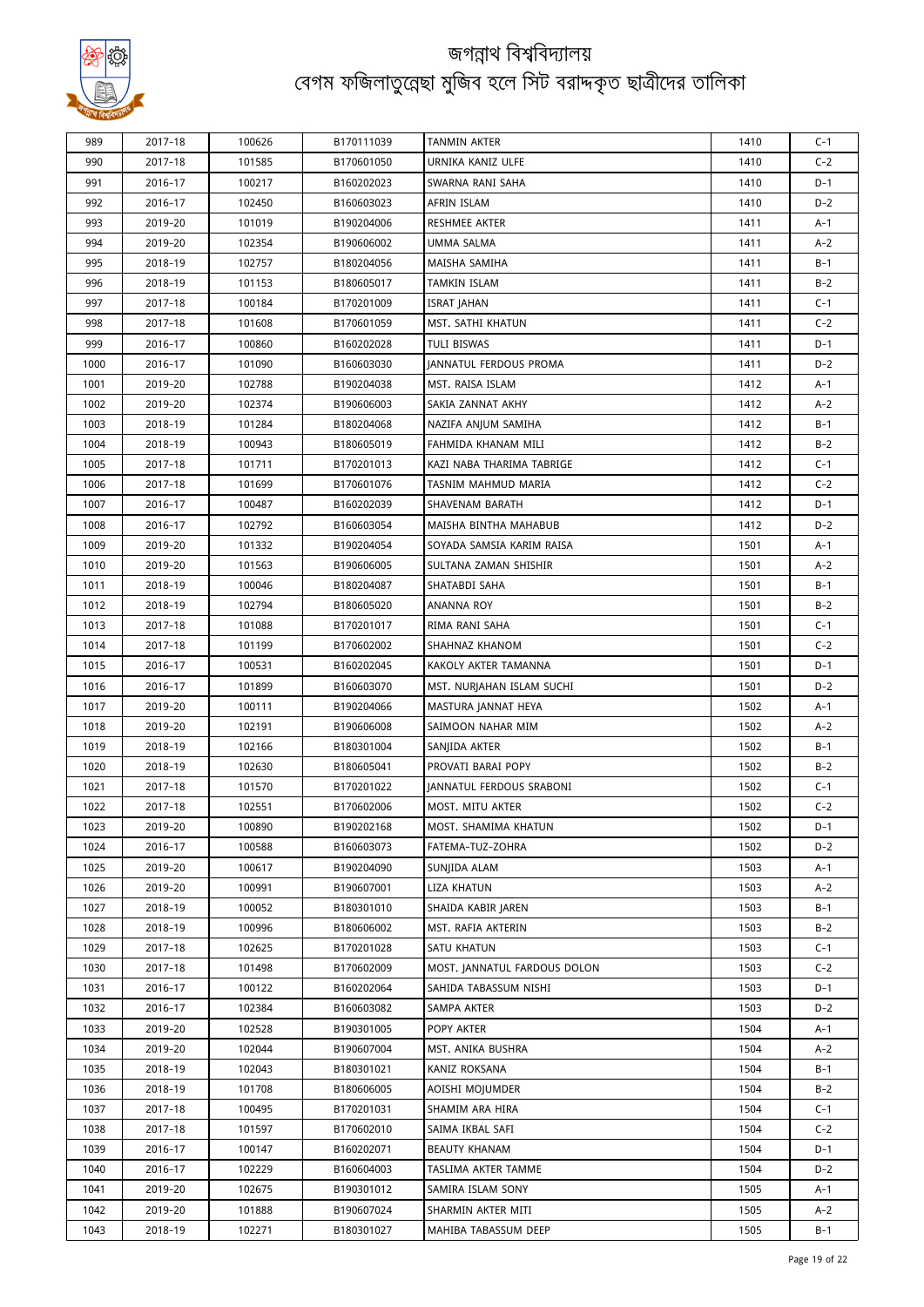# জগন্নাথ বিশ্ববিদ্যালয়
## বেগম ফজিলাতুন্নেছা মুজিব হলে সিট বরাদ্দকৃত ছাত্রীদের তালিকা

| | | | | | | |
|---|---|---|---|---|---|---|
| 989 | 2017-18 | 100626 | B170111039 | TANMIN AKTER | 1410 | C-1 |
| 990 | 2017-18 | 101585 | B170601050 | URNIKA KANIZ ULFE | 1410 | C-2 |
| 991 | 2016-17 | 100217 | B160202023 | SWARNA RANI SAHA | 1410 | D-1 |
| 992 | 2016-17 | 102450 | B160603023 | AFRIN ISLAM | 1410 | D-2 |
| 993 | 2019-20 | 101019 | B190204006 | RESHMEE AKTER | 1411 | A-1 |
| 994 | 2019-20 | 102354 | B190606002 | UMMA SALMA | 1411 | A-2 |
| 995 | 2018-19 | 102757 | B180204056 | MAISHA SAMIHA | 1411 | B-1 |
| 996 | 2018-19 | 101153 | B180605017 | TAMKIN ISLAM | 1411 | B-2 |
| 997 | 2017-18 | 100184 | B170201009 | ISRAT JAHAN | 1411 | C-1 |
| 998 | 2017-18 | 101608 | B170601059 | MST. SATHI KHATUN | 1411 | C-2 |
| 999 | 2016-17 | 100860 | B160202028 | TULI BISWAS | 1411 | D-1 |
| 1000 | 2016-17 | 101090 | B160603030 | JANNATUL FERDOUS PROMA | 1411 | D-2 |
| 1001 | 2019-20 | 102788 | B190204038 | MST. RAISA ISLAM | 1412 | A-1 |
| 1002 | 2019-20 | 102374 | B190606003 | SAKIA ZANNAT AKHY | 1412 | A-2 |
| 1003 | 2018-19 | 101284 | B180204068 | NAZIFA ANJUM SAMIHA | 1412 | B-1 |
| 1004 | 2018-19 | 100943 | B180605019 | FAHMIDA KHANAM MILI | 1412 | B-2 |
| 1005 | 2017-18 | 101711 | B170201013 | KAZI NABA THARIMA TABRIGE | 1412 | C-1 |
| 1006 | 2017-18 | 101699 | B170601076 | TASNIM MAHMUD MARIA | 1412 | C-2 |
| 1007 | 2016-17 | 100487 | B160202039 | SHAVENAM BARATH | 1412 | D-1 |
| 1008 | 2016-17 | 102792 | B160603054 | MAISHA BINTHA MAHABUB | 1412 | D-2 |
| 1009 | 2019-20 | 101332 | B190204054 | SOYADA SAMSIA KARIM RAISA | 1501 | A-1 |
| 1010 | 2019-20 | 101563 | B190606005 | SULTANA ZAMAN SHISHIR | 1501 | A-2 |
| 1011 | 2018-19 | 100046 | B180204087 | SHATABDI SAHA | 1501 | B-1 |
| 1012 | 2018-19 | 102794 | B180605020 | ANANNA ROY | 1501 | B-2 |
| 1013 | 2017-18 | 101088 | B170201017 | RIMA RANI SAHA | 1501 | C-1 |
| 1014 | 2017-18 | 101199 | B170602002 | SHAHNAZ KHANOM | 1501 | C-2 |
| 1015 | 2016-17 | 100531 | B160202045 | KAKOLY AKTER TAMANNA | 1501 | D-1 |
| 1016 | 2016-17 | 101899 | B160603070 | MST. NURJAHAN ISLAM SUCHI | 1501 | D-2 |
| 1017 | 2019-20 | 100111 | B190204066 | MASTURA JANNAT HEYA | 1502 | A-1 |
| 1018 | 2019-20 | 102191 | B190606008 | SAIMOON NAHAR MIM | 1502 | A-2 |
| 1019 | 2018-19 | 102166 | B180301004 | SANJIDA AKTER | 1502 | B-1 |
| 1020 | 2018-19 | 102630 | B180605041 | PROVATI BARAI POPY | 1502 | B-2 |
| 1021 | 2017-18 | 101570 | B170201022 | JANNATUL FERDOUS SRABONI | 1502 | C-1 |
| 1022 | 2017-18 | 102551 | B170602006 | MOST. MITU AKTER | 1502 | C-2 |
| 1023 | 2019-20 | 100890 | B190202168 | MOST. SHAMIMA KHATUN | 1502 | D-1 |
| 1024 | 2016-17 | 100588 | B160603073 | FATEMA-TUZ-ZOHRA | 1502 | D-2 |
| 1025 | 2019-20 | 100617 | B190204090 | SUNJIDA ALAM | 1503 | A-1 |
| 1026 | 2019-20 | 100991 | B190607001 | LIZA KHATUN | 1503 | A-2 |
| 1027 | 2018-19 | 100052 | B180301010 | SHAIDA KABIR JAREN | 1503 | B-1 |
| 1028 | 2018-19 | 100996 | B180606002 | MST. RAFIA AKTERIN | 1503 | B-2 |
| 1029 | 2017-18 | 102625 | B170201028 | SATU KHATUN | 1503 | C-1 |
| 1030 | 2017-18 | 101498 | B170602009 | MOST. JANNATUL FARDOUS DOLON | 1503 | C-2 |
| 1031 | 2016-17 | 100122 | B160202064 | SAHIDA TABASSUM NISHI | 1503 | D-1 |
| 1032 | 2016-17 | 102384 | B160603082 | SAMPA AKTER | 1503 | D-2 |
| 1033 | 2019-20 | 102528 | B190301005 | POPY AKTER | 1504 | A-1 |
| 1034 | 2019-20 | 102044 | B190607004 | MST. ANIKA BUSHRA | 1504 | A-2 |
| 1035 | 2018-19 | 102043 | B180301021 | KANIZ ROKSANA | 1504 | B-1 |
| 1036 | 2018-19 | 101708 | B180606005 | AOISHI MOJUMDER | 1504 | B-2 |
| 1037 | 2017-18 | 100495 | B170201031 | SHAMIM ARA HIRA | 1504 | C-1 |
| 1038 | 2017-18 | 101597 | B170602010 | SAIMA IKBAL SAFI | 1504 | C-2 |
| 1039 | 2016-17 | 100147 | B160202071 | BEAUTY KHANAM | 1504 | D-1 |
| 1040 | 2016-17 | 102229 | B160604003 | TASLIMA AKTER TAMME | 1504 | D-2 |
| 1041 | 2019-20 | 102675 | B190301012 | SAMIRA ISLAM SONY | 1505 | A-1 |
| 1042 | 2019-20 | 101888 | B190607024 | SHARMIN AKTER MITI | 1505 | A-2 |
| 1043 | 2018-19 | 102271 | B180301027 | MAHIBA TABASSUM DEEP | 1505 | B-1 |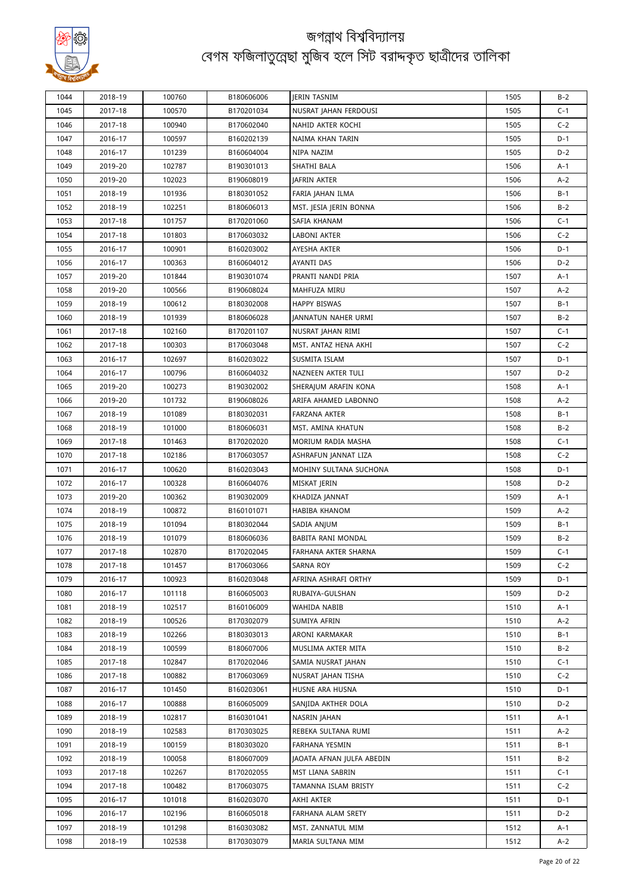# জগন্নাথ বিশ্ববিদ্যালয়
## বেগম ফজিলাতুন্নেছা মুজিব হলে সিট বরাদ্দকৃত ছাত্রীদের তালিকা

| | | | | | | |
|---|---|---|---|---|---|---|
| 1044 | 2018-19 | 100760 | B180606006 | JERIN TASNIM | 1505 | B-2 |
| 1045 | 2017-18 | 100570 | B170201034 | NUSRAT JAHAN FERDOUSI | 1505 | C-1 |
| 1046 | 2017-18 | 100940 | B170602040 | NAHID AKTER KOCHI | 1505 | C-2 |
| 1047 | 2016-17 | 100597 | B160202139 | NAIMA KHAN TARIN | 1505 | D-1 |
| 1048 | 2016-17 | 101239 | B160604004 | NIPA NAZIM | 1505 | D-2 |
| 1049 | 2019-20 | 102787 | B190301013 | SHATHI BALA | 1506 | A-1 |
| 1050 | 2019-20 | 102023 | B190608019 | JAFRIN AKTER | 1506 | A-2 |
| 1051 | 2018-19 | 101936 | B180301052 | FARIA JAHAN ILMA | 1506 | B-1 |
| 1052 | 2018-19 | 102251 | B180606013 | MST. JESIA JERIN BONNA | 1506 | B-2 |
| 1053 | 2017-18 | 101757 | B170201060 | SAFIA KHANAM | 1506 | C-1 |
| 1054 | 2017-18 | 101803 | B170603032 | LABONI AKTER | 1506 | C-2 |
| 1055 | 2016-17 | 100901 | B160203002 | AYESHA AKTER | 1506 | D-1 |
| 1056 | 2016-17 | 100363 | B160604012 | AYANTI DAS | 1506 | D-2 |
| 1057 | 2019-20 | 101844 | B190301074 | PRANTI NANDI PRIA | 1507 | A-1 |
| 1058 | 2019-20 | 100566 | B190608024 | MAHFUZA MIRU | 1507 | A-2 |
| 1059 | 2018-19 | 100612 | B180302008 | HAPPY BISWAS | 1507 | B-1 |
| 1060 | 2018-19 | 101939 | B180606028 | JANNATUN NAHER URMI | 1507 | B-2 |
| 1061 | 2017-18 | 102160 | B170201107 | NUSRAT JAHAN RIMI | 1507 | C-1 |
| 1062 | 2017-18 | 100303 | B170603048 | MST. ANTAZ HENA AKHI | 1507 | C-2 |
| 1063 | 2016-17 | 102697 | B160203022 | SUSMITA ISLAM | 1507 | D-1 |
| 1064 | 2016-17 | 100796 | B160604032 | NAZNEEN AKTER TULI | 1507 | D-2 |
| 1065 | 2019-20 | 100273 | B190302002 | SHERAJUM ARAFIN KONA | 1508 | A-1 |
| 1066 | 2019-20 | 101732 | B190608026 | ARIFA AHAMED LABONNO | 1508 | A-2 |
| 1067 | 2018-19 | 101089 | B180302031 | FARZANA AKTER | 1508 | B-1 |
| 1068 | 2018-19 | 101000 | B180606031 | MST. AMINA KHATUN | 1508 | B-2 |
| 1069 | 2017-18 | 101463 | B170202020 | MORIUM RADIA MASHA | 1508 | C-1 |
| 1070 | 2017-18 | 102186 | B170603057 | ASHRAFUN JANNAT LIZA | 1508 | C-2 |
| 1071 | 2016-17 | 100620 | B160203043 | MOHINY SULTANA SUCHONA | 1508 | D-1 |
| 1072 | 2016-17 | 100328 | B160604076 | MISKAT JERIN | 1508 | D-2 |
| 1073 | 2019-20 | 100362 | B190302009 | KHADIZA JANNAT | 1509 | A-1 |
| 1074 | 2018-19 | 100872 | B160101071 | HABIBA KHANOM | 1509 | A-2 |
| 1075 | 2018-19 | 101094 | B180302044 | SADIA ANJUM | 1509 | B-1 |
| 1076 | 2018-19 | 101079 | B180606036 | BABITA RANI MONDAL | 1509 | B-2 |
| 1077 | 2017-18 | 102870 | B170202045 | FARHANA AKTER SHARNA | 1509 | C-1 |
| 1078 | 2017-18 | 101457 | B170603066 | SARNA ROY | 1509 | C-2 |
| 1079 | 2016-17 | 100923 | B160203048 | AFRINA ASHRAFI ORTHY | 1509 | D-1 |
| 1080 | 2016-17 | 101118 | B160605003 | RUBAIYA-GULSHAN | 1509 | D-2 |
| 1081 | 2018-19 | 102517 | B160106009 | WAHIDA NABIB | 1510 | A-1 |
| 1082 | 2018-19 | 100526 | B170302079 | SUMIYA AFRIN | 1510 | A-2 |
| 1083 | 2018-19 | 102266 | B180303013 | ARONI KARMAKAR | 1510 | B-1 |
| 1084 | 2018-19 | 100599 | B180607006 | MUSLIMA AKTER MITA | 1510 | B-2 |
| 1085 | 2017-18 | 102847 | B170202046 | SAMIA NUSRAT JAHAN | 1510 | C-1 |
| 1086 | 2017-18 | 100882 | B170603069 | NUSRAT JAHAN TISHA | 1510 | C-2 |
| 1087 | 2016-17 | 101450 | B160203061 | HUSNE ARA HUSNA | 1510 | D-1 |
| 1088 | 2016-17 | 100888 | B160605009 | SANJIDA AKTHER DOLA | 1510 | D-2 |
| 1089 | 2018-19 | 102817 | B160301041 | NASRIN JAHAN | 1511 | A-1 |
| 1090 | 2018-19 | 102583 | B170303025 | REBEKA SULTANA RUMI | 1511 | A-2 |
| 1091 | 2018-19 | 100159 | B180303020 | FARHANA YESMIN | 1511 | B-1 |
| 1092 | 2018-19 | 100058 | B180607009 | JAOATA AFNAN JULFA ABEDIN | 1511 | B-2 |
| 1093 | 2017-18 | 102267 | B170202055 | MST LIANA SABRIN | 1511 | C-1 |
| 1094 | 2017-18 | 100482 | B170603075 | TAMANNA ISLAM BRISTY | 1511 | C-2 |
| 1095 | 2016-17 | 101018 | B160203070 | AKHI AKTER | 1511 | D-1 |
| 1096 | 2016-17 | 102196 | B160605018 | FARHANA ALAM SRETY | 1511 | D-2 |
| 1097 | 2018-19 | 101298 | B160303082 | MST. ZANNATUL MIM | 1512 | A-1 |
| 1098 | 2018-19 | 102538 | B170303079 | MARIA SULTANA MIM | 1512 | A-2 |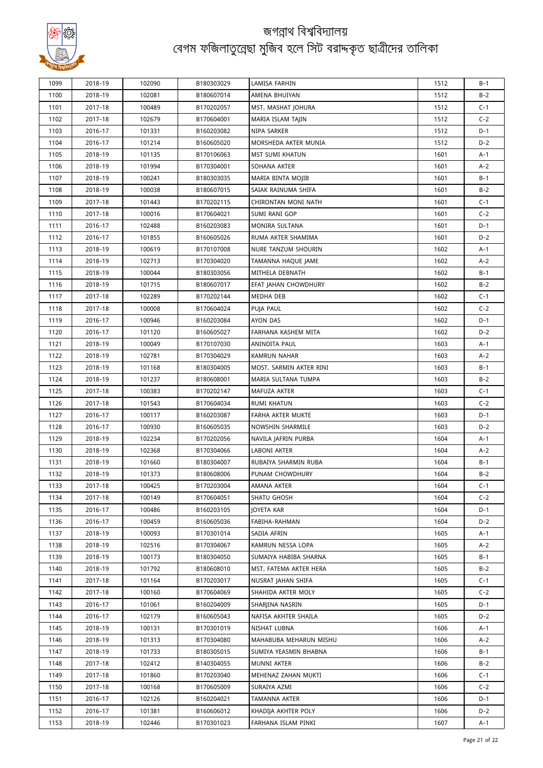# জগন্নাথ বিশ্ববিদ্যালয়
## বেগম ফজিলাতুন্নেছা মুজিব হলে সিট বরাদ্দকৃত ছাত্রীদের তালিকা

| | | | | | | |
|---|---|---|---|---|---|---|
| 1099 | 2018-19 | 102090 | B180303029 | LAMISA FARHIN | 1512 | B-1 |
| 1100 | 2018-19 | 102081 | B180607014 | AMENA BHUIYAN | 1512 | B-2 |
| 1101 | 2017-18 | 100489 | B170202057 | MST. MASHAT JOHURA | 1512 | C-1 |
| 1102 | 2017-18 | 102679 | B170604001 | MARIA ISLAM TAJIN | 1512 | C-2 |
| 1103 | 2016-17 | 101331 | B160203082 | NIPA SARKER | 1512 | D-1 |
| 1104 | 2016-17 | 101214 | B160605020 | MORSHEDA AKTER MUNIA | 1512 | D-2 |
| 1105 | 2018-19 | 101135 | B170106063 | MST SUMI KHATUN | 1601 | A-1 |
| 1106 | 2018-19 | 101994 | B170304001 | SOHANA AKTER | 1601 | A-2 |
| 1107 | 2018-19 | 100241 | B180303035 | MARIA BINTA MOJIB | 1601 | B-1 |
| 1108 | 2018-19 | 100038 | B180607015 | SAIAK RAINUMA SHIFA | 1601 | B-2 |
| 1109 | 2017-18 | 101443 | B170202115 | CHIRONTAN MONI NATH | 1601 | C-1 |
| 1110 | 2017-18 | 100016 | B170604021 | SUMI RANI GOP | 1601 | C-2 |
| 1111 | 2016-17 | 102488 | B160203083 | MONIRA SULTANA | 1601 | D-1 |
| 1112 | 2016-17 | 101855 | B160605026 | RUMA AKTER SHAMIMA | 1601 | D-2 |
| 1113 | 2018-19 | 100619 | B170107008 | NURE TANZUM SHOURIN | 1602 | A-1 |
| 1114 | 2018-19 | 102713 | B170304020 | TAMANNA HAQUE JAME | 1602 | A-2 |
| 1115 | 2018-19 | 100044 | B180303056 | MITHELA DEBNATH | 1602 | B-1 |
| 1116 | 2018-19 | 101715 | B180607017 | EFAT JAHAN CHOWDHURY | 1602 | B-2 |
| 1117 | 2017-18 | 102289 | B170202144 | MEDHA DEB | 1602 | C-1 |
| 1118 | 2017-18 | 100008 | B170604024 | PUJA PAUL | 1602 | C-2 |
| 1119 | 2016-17 | 100946 | B160203084 | AYON DAS | 1602 | D-1 |
| 1120 | 2016-17 | 101120 | B160605027 | FARHANA KASHEM MITA | 1602 | D-2 |
| 1121 | 2018-19 | 100049 | B170107030 | ANINDITA PAUL | 1603 | A-1 |
| 1122 | 2018-19 | 102781 | B170304029 | KAMRUN NAHAR | 1603 | A-2 |
| 1123 | 2018-19 | 101168 | B180304005 | MOST. SARMIN AKTER RINI | 1603 | B-1 |
| 1124 | 2018-19 | 101237 | B180608001 | MARIA SULTANA TUMPA | 1603 | B-2 |
| 1125 | 2017-18 | 100383 | B170202147 | MAFUZA AKTER | 1603 | C-1 |
| 1126 | 2017-18 | 101543 | B170604034 | RUMI KHATUN | 1603 | C-2 |
| 1127 | 2016-17 | 100117 | B160203087 | FARHA AKTER MUKTE | 1603 | D-1 |
| 1128 | 2016-17 | 100930 | B160605035 | NOWSHIN SHARMILE | 1603 | D-2 |
| 1129 | 2018-19 | 102234 | B170202056 | NAVILA JAFRIN PURBA | 1604 | A-1 |
| 1130 | 2018-19 | 102368 | B170304066 | LABONI AKTER | 1604 | A-2 |
| 1131 | 2018-19 | 101660 | B180304007 | RUBAIYA SHARMIN RUBA | 1604 | B-1 |
| 1132 | 2018-19 | 101373 | B180608006 | PUNAM CHOWDHURY | 1604 | B-2 |
| 1133 | 2017-18 | 100425 | B170203004 | AMANA AKTER | 1604 | C-1 |
| 1134 | 2017-18 | 100149 | B170604051 | SHATU GHOSH | 1604 | C-2 |
| 1135 | 2016-17 | 100486 | B160203105 | JOYETA KAR | 1604 | D-1 |
| 1136 | 2016-17 | 100459 | B160605036 | FABIHA-RAHMAN | 1604 | D-2 |
| 1137 | 2018-19 | 100093 | B170301014 | SADIA AFRIN | 1605 | A-1 |
| 1138 | 2018-19 | 102516 | B170304067 | KAMRUN NESSA LOPA | 1605 | A-2 |
| 1139 | 2018-19 | 100173 | B180304050 | SUMAIYA HABIBA SHARNA | 1605 | B-1 |
| 1140 | 2018-19 | 101792 | B180608010 | MST. FATEMA AKTER HERA | 1605 | B-2 |
| 1141 | 2017-18 | 101164 | B170203017 | NUSRAT JAHAN SHIFA | 1605 | C-1 |
| 1142 | 2017-18 | 100160 | B170604069 | SHAHIDA AKTER MOLY | 1605 | C-2 |
| 1143 | 2016-17 | 101061 | B160204009 | SHARJINA NASRIN | 1605 | D-1 |
| 1144 | 2016-17 | 102179 | B160605043 | NAFISA AKHTER SHAILA | 1605 | D-2 |
| 1145 | 2018-19 | 100131 | B170301019 | NISHAT LUBNA | 1606 | A-1 |
| 1146 | 2018-19 | 101313 | B170304080 | MAHABUBA MEHARUN MISHU | 1606 | A-2 |
| 1147 | 2018-19 | 101733 | B180305015 | SUMIYA YEASMIN BHABNA | 1606 | B-1 |
| 1148 | 2017-18 | 102412 | B140304055 | MUNNI AKTER | 1606 | B-2 |
| 1149 | 2017-18 | 101860 | B170203040 | MEHENAZ ZAHAN MUKTI | 1606 | C-1 |
| 1150 | 2017-18 | 100168 | B170605009 | SURAIYA AZMI | 1606 | C-2 |
| 1151 | 2016-17 | 102126 | B160204021 | TAMANNA AKTER | 1606 | D-1 |
| 1152 | 2016-17 | 101381 | B160606012 | KHADIJA AKHTER POLY | 1606 | D-2 |
| 1153 | 2018-19 | 102446 | B170301023 | FARHANA ISLAM PINKI | 1607 | A-1 |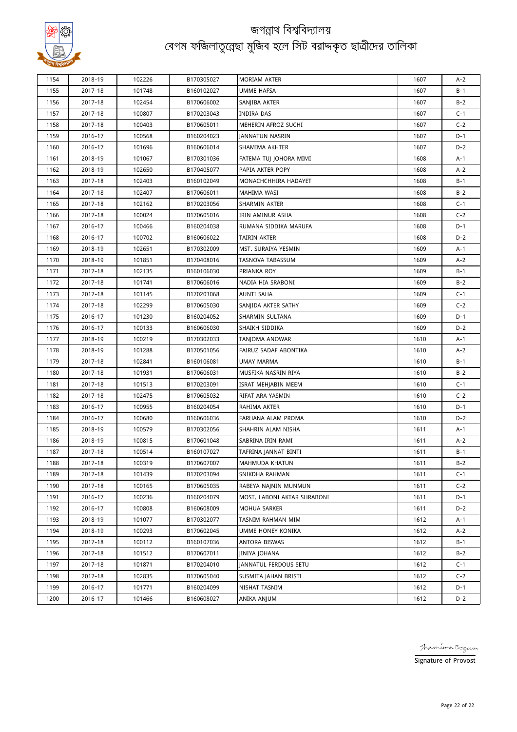# জগন্নাথ বিশ্ববিদ্যালয়
## বেগম ফজিলাতুন্নেছা মুজিব হলে সিট বরাদ্দকৃত ছাত্রীদের তালিকা

| | | | | | | |
|---|---|---|---|---|---|---|
| 1154 | 2018-19 | 102226 | B170305027 | MORIAM AKTER | 1607 | A-2 |
| 1155 | 2017-18 | 101748 | B160102027 | UMME HAFSA | 1607 | B-1 |
| 1156 | 2017-18 | 102454 | B170606002 | SANJIBA AKTER | 1607 | B-2 |
| 1157 | 2017-18 | 100807 | B170203043 | INDIRA DAS | 1607 | C-1 |
| 1158 | 2017-18 | 100403 | B170605011 | MEHERIN AFROZ SUCHI | 1607 | C-2 |
| 1159 | 2016-17 | 100568 | B160204023 | JANNATUN NASRIN | 1607 | D-1 |
| 1160 | 2016-17 | 101696 | B160606014 | SHAMIMA AKHTER | 1607 | D-2 |
| 1161 | 2018-19 | 101067 | B170301036 | FATEMA TUJ JOHORA MIMI | 1608 | A-1 |
| 1162 | 2018-19 | 102650 | B170405077 | PAPIA AKTER POPY | 1608 | A-2 |
| 1163 | 2017-18 | 102403 | B160102049 | MONACHCHHIRA HADAYET | 1608 | B-1 |
| 1164 | 2017-18 | 102407 | B170606011 | MAHIMA WASI | 1608 | B-2 |
| 1165 | 2017-18 | 102162 | B170203056 | SHARMIN AKTER | 1608 | C-1 |
| 1166 | 2017-18 | 100024 | B170605016 | IRIN AMINUR ASHA | 1608 | C-2 |
| 1167 | 2016-17 | 100466 | B160204038 | RUMANA SIDDIKA MARUFA | 1608 | D-1 |
| 1168 | 2016-17 | 100702 | B160606022 | TAIRIN AKTER | 1608 | D-2 |
| 1169 | 2018-19 | 102651 | B170302009 | MST. SURAIYA YESMIN | 1609 | A-1 |
| 1170 | 2018-19 | 101851 | B170408016 | TASNOVA TABASSUM | 1609 | A-2 |
| 1171 | 2017-18 | 102135 | B160106030 | PRIANKA ROY | 1609 | B-1 |
| 1172 | 2017-18 | 101741 | B170606016 | NADIA HIA SRABONI | 1609 | B-2 |
| 1173 | 2017-18 | 101145 | B170203068 | AUNTI SAHA | 1609 | C-1 |
| 1174 | 2017-18 | 102299 | B170605030 | SANJIDA AKTER SATHY | 1609 | C-2 |
| 1175 | 2016-17 | 101230 | B160204052 | SHARMIN SULTANA | 1609 | D-1 |
| 1176 | 2016-17 | 100133 | B160606030 | SHAIKH SIDDIKA | 1609 | D-2 |
| 1177 | 2018-19 | 100219 | B170302033 | TANJOMA ANOWAR | 1610 | A-1 |
| 1178 | 2018-19 | 101288 | B170501056 | FAIRUZ SADAF ABONTIKA | 1610 | A-2 |
| 1179 | 2017-18 | 102841 | B160106081 | UMAY MARMA | 1610 | B-1 |
| 1180 | 2017-18 | 101931 | B170606031 | MUSFIKA NASRIN RIYA | 1610 | B-2 |
| 1181 | 2017-18 | 101513 | B170203091 | ISRAT MEHJABIN MEEM | 1610 | C-1 |
| 1182 | 2017-18 | 102475 | B170605032 | RIFAT ARA YASMIN | 1610 | C-2 |
| 1183 | 2016-17 | 100955 | B160204054 | RAHIMA AKTER | 1610 | D-1 |
| 1184 | 2016-17 | 100680 | B160606036 | FARHANA ALAM PROMA | 1610 | D-2 |
| 1185 | 2018-19 | 100579 | B170302056 | SHAHRIN ALAM NISHA | 1611 | A-1 |
| 1186 | 2018-19 | 100815 | B170601048 | SABRINA IRIN RAMI | 1611 | A-2 |
| 1187 | 2017-18 | 100514 | B160107027 | TAFRINA JANNAT BINTI | 1611 | B-1 |
| 1188 | 2017-18 | 100319 | B170607007 | MAHMUDA KHATUN | 1611 | B-2 |
| 1189 | 2017-18 | 101439 | B170203094 | SNIKDHA RAHMAN | 1611 | C-1 |
| 1190 | 2017-18 | 100165 | B170605035 | RABEYA NAJNIN MUNMUN | 1611 | C-2 |
| 1191 | 2016-17 | 100236 | B160204079 | MOST. LABONI AKTAR SHRABONI | 1611 | D-1 |
| 1192 | 2016-17 | 100808 | B160608009 | MOHUA SARKER | 1611 | D-2 |
| 1193 | 2018-19 | 101077 | B170302077 | TASNIM RAHMAN MIM | 1612 | A-1 |
| 1194 | 2018-19 | 100293 | B170602045 | UMME HONEY KONIKA | 1612 | A-2 |
| 1195 | 2017-18 | 100112 | B160107036 | ANTORA BISWAS | 1612 | B-1 |
| 1196 | 2017-18 | 101512 | B170607011 | JINIYA JOHANA | 1612 | B-2 |
| 1197 | 2017-18 | 101871 | B170204010 | JANNATUL FERDOUS SETU | 1612 | C-1 |
| 1198 | 2017-18 | 102835 | B170605040 | SUSMITA JAHAN BRISTI | 1612 | C-2 |
| 1199 | 2016-17 | 101771 | B160204099 | NISHAT TASNIM | 1612 | D-1 |
| 1200 | 2016-17 | 101466 | B160608027 | ANIKA ANJUM | 1612 | D-2 |

Shamima Begum

Signature of Provost